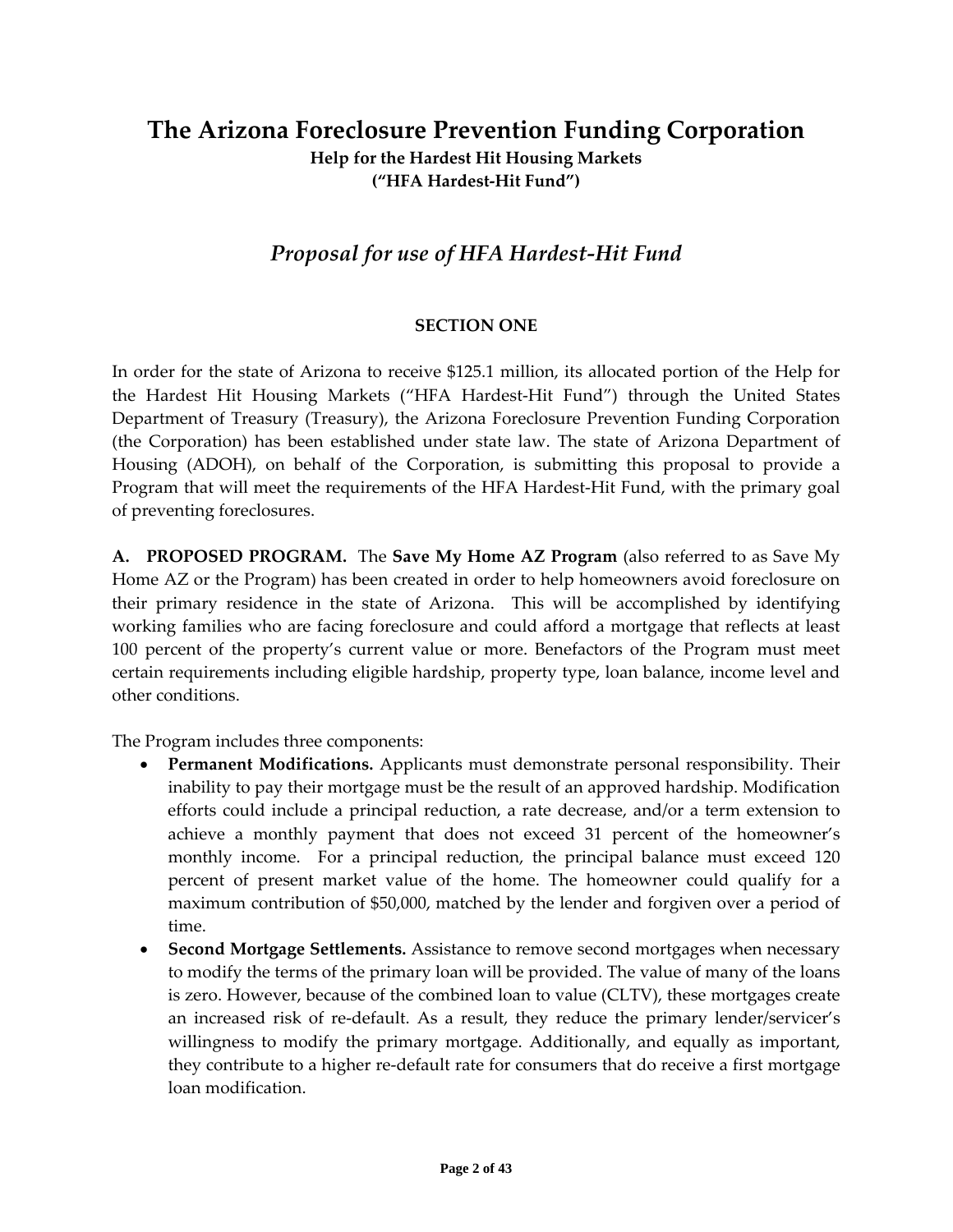# The Arizona Foreclosure Prevention Funding Corporation

**Help for the Hardest Hit Housing Markets**
**("HFA Hardest-Hit Fund")**

## *Proposal for use of HFA Hardest-Hit Fund*

### SECTION ONE

In order for the state of Arizona to receive $125.1 million, its allocated portion of the Help for the Hardest Hit Housing Markets ("HFA Hardest-Hit Fund") through the United States Department of Treasury (Treasury), the Arizona Foreclosure Prevention Funding Corporation (the Corporation) has been established under state law. The state of Arizona Department of Housing (ADOH), on behalf of the Corporation, is submitting this proposal to provide a Program that will meet the requirements of the HFA Hardest-Hit Fund, with the primary goal of preventing foreclosures.

**A. PROPOSED PROGRAM.** The **Save My Home AZ Program** (also referred to as Save My Home AZ or the Program) has been created in order to help homeowners avoid foreclosure on their primary residence in the state of Arizona. This will be accomplished by identifying working families who are facing foreclosure and could afford a mortgage that reflects at least 100 percent of the property's current value or more. Benefactors of the Program must meet certain requirements including eligible hardship, property type, loan balance, income level and other conditions.

The Program includes three components:

- **Permanent Modifications.** Applicants must demonstrate personal responsibility. Their inability to pay their mortgage must be the result of an approved hardship. Modification efforts could include a principal reduction, a rate decrease, and/or a term extension to achieve a monthly payment that does not exceed 31 percent of the homeowner's monthly income. For a principal reduction, the principal balance must exceed 120 percent of present market value of the home. The homeowner could qualify for a maximum contribution of $50,000, matched by the lender and forgiven over a period of time.
- **Second Mortgage Settlements.** Assistance to remove second mortgages when necessary to modify the terms of the primary loan will be provided. The value of many of the loans is zero. However, because of the combined loan to value (CLTV), these mortgages create an increased risk of re-default. As a result, they reduce the primary lender/servicer's willingness to modify the primary mortgage. Additionally, and equally as important, they contribute to a higher re-default rate for consumers that do receive a first mortgage loan modification.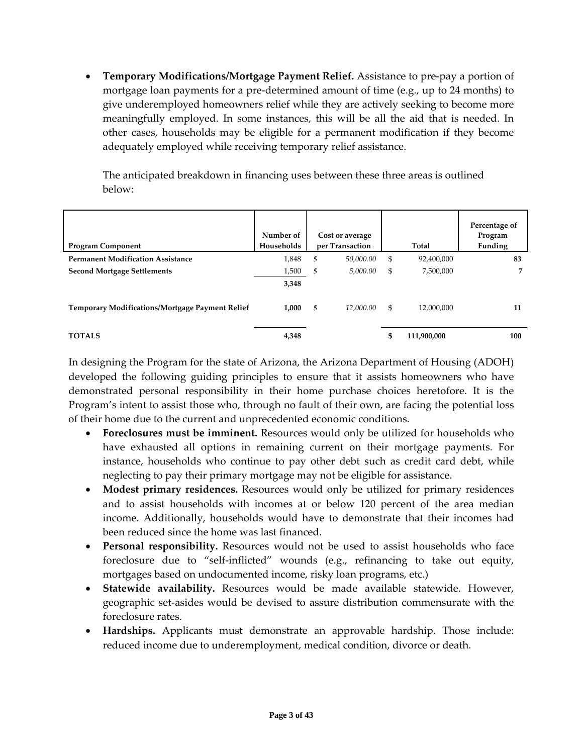- **Temporary Modifications/Mortgage Payment Relief.** Assistance to pre-pay a portion of mortgage loan payments for a pre-determined amount of time (e.g., up to 24 months) to give underemployed homeowners relief while they are actively seeking to become more meaningfully employed. In some instances, this will be all the aid that is needed. In other cases, households may be eligible for a permanent modification if they become adequately employed while receiving temporary relief assistance.

The anticipated breakdown in financing uses between these three areas is outlined below:

| Program Component | Number of Households | Cost or average per Transaction | Total | Percentage of Program Funding |
|---|---|---|---|---|
| **Permanent Modification Assistance** | 1,848 | *$ 50,000.00* | $ 92,400,000 | **83** |
| **Second Mortgage Settlements** | 1,500 | *$ 5,000.00* | $ 7,500,000 | **7** |
| | **3,348** | | | |
| **Temporary Modifications/Mortgage Payment Relief** | **1,000** | *$ 12,000.00* | $ 12,000,000 | **11** |
| **TOTALS** | **4,348** | | **$ 111,900,000** | **100** |

In designing the Program for the state of Arizona, the Arizona Department of Housing (ADOH) developed the following guiding principles to ensure that it assists homeowners who have demonstrated personal responsibility in their home purchase choices heretofore. It is the Program's intent to assist those who, through no fault of their own, are facing the potential loss of their home due to the current and unprecedented economic conditions.

- **Foreclosures must be imminent.** Resources would only be utilized for households who have exhausted all options in remaining current on their mortgage payments. For instance, households who continue to pay other debt such as credit card debt, while neglecting to pay their primary mortgage may not be eligible for assistance.
- **Modest primary residences.** Resources would only be utilized for primary residences and to assist households with incomes at or below 120 percent of the area median income. Additionally, households would have to demonstrate that their incomes had been reduced since the home was last financed.
- **Personal responsibility.** Resources would not be used to assist households who face foreclosure due to "self-inflicted" wounds (e.g., refinancing to take out equity, mortgages based on undocumented income, risky loan programs, etc.)
- **Statewide availability.** Resources would be made available statewide. However, geographic set-asides would be devised to assure distribution commensurate with the foreclosure rates.
- **Hardships.** Applicants must demonstrate an approvable hardship. Those include: reduced income due to underemployment, medical condition, divorce or death.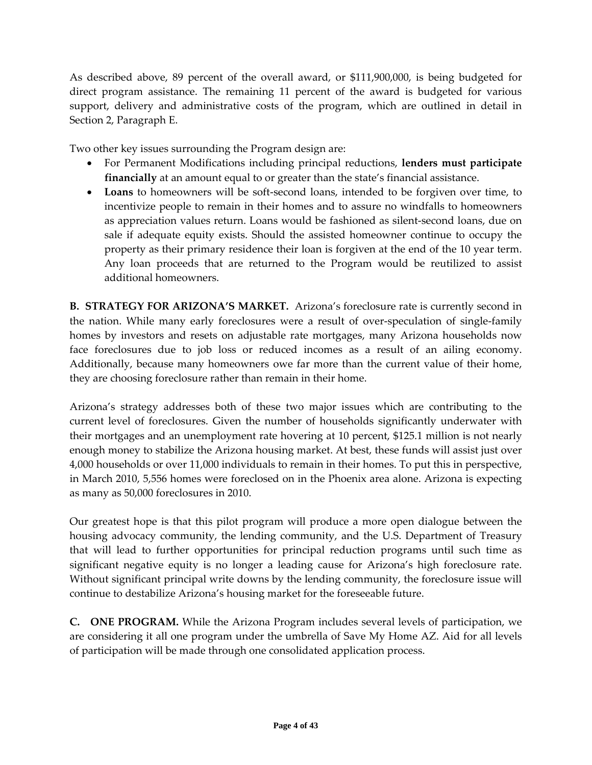As described above, 89 percent of the overall award, or $111,900,000, is being budgeted for direct program assistance. The remaining 11 percent of the award is budgeted for various support, delivery and administrative costs of the program, which are outlined in detail in Section 2, Paragraph E.

Two other key issues surrounding the Program design are:

- For Permanent Modifications including principal reductions, **lenders must participate financially** at an amount equal to or greater than the state's financial assistance.
- **Loans** to homeowners will be soft-second loans, intended to be forgiven over time, to incentivize people to remain in their homes and to assure no windfalls to homeowners as appreciation values return. Loans would be fashioned as silent-second loans, due on sale if adequate equity exists. Should the assisted homeowner continue to occupy the property as their primary residence their loan is forgiven at the end of the 10 year term. Any loan proceeds that are returned to the Program would be reutilized to assist additional homeowners.

**B. STRATEGY FOR ARIZONA'S MARKET.** Arizona's foreclosure rate is currently second in the nation. While many early foreclosures were a result of over-speculation of single-family homes by investors and resets on adjustable rate mortgages, many Arizona households now face foreclosures due to job loss or reduced incomes as a result of an ailing economy. Additionally, because many homeowners owe far more than the current value of their home, they are choosing foreclosure rather than remain in their home.

Arizona's strategy addresses both of these two major issues which are contributing to the current level of foreclosures. Given the number of households significantly underwater with their mortgages and an unemployment rate hovering at 10 percent, $125.1 million is not nearly enough money to stabilize the Arizona housing market. At best, these funds will assist just over 4,000 households or over 11,000 individuals to remain in their homes. To put this in perspective, in March 2010, 5,556 homes were foreclosed on in the Phoenix area alone. Arizona is expecting as many as 50,000 foreclosures in 2010.

Our greatest hope is that this pilot program will produce a more open dialogue between the housing advocacy community, the lending community, and the U.S. Department of Treasury that will lead to further opportunities for principal reduction programs until such time as significant negative equity is no longer a leading cause for Arizona's high foreclosure rate. Without significant principal write downs by the lending community, the foreclosure issue will continue to destabilize Arizona's housing market for the foreseeable future.

**C. ONE PROGRAM.** While the Arizona Program includes several levels of participation, we are considering it all one program under the umbrella of Save My Home AZ. Aid for all levels of participation will be made through one consolidated application process.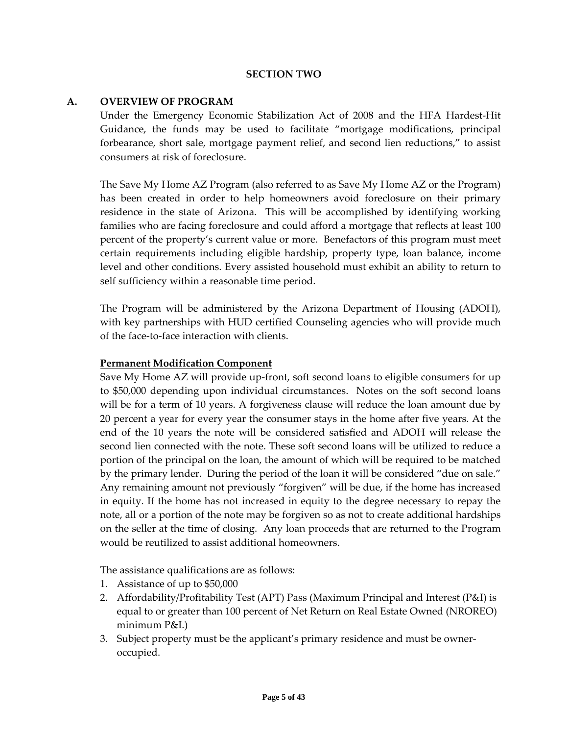## SECTION TWO

### A. OVERVIEW OF PROGRAM

Under the Emergency Economic Stabilization Act of 2008 and the HFA Hardest-Hit Guidance, the funds may be used to facilitate "mortgage modifications, principal forbearance, short sale, mortgage payment relief, and second lien reductions," to assist consumers at risk of foreclosure.

The Save My Home AZ Program (also referred to as Save My Home AZ or the Program) has been created in order to help homeowners avoid foreclosure on their primary residence in the state of Arizona. This will be accomplished by identifying working families who are facing foreclosure and could afford a mortgage that reflects at least 100 percent of the property's current value or more. Benefactors of this program must meet certain requirements including eligible hardship, property type, loan balance, income level and other conditions. Every assisted household must exhibit an ability to return to self sufficiency within a reasonable time period.

The Program will be administered by the Arizona Department of Housing (ADOH), with key partnerships with HUD certified Counseling agencies who will provide much of the face-to-face interaction with clients.

**Permanent Modification Component**

Save My Home AZ will provide up-front, soft second loans to eligible consumers for up to $50,000 depending upon individual circumstances. Notes on the soft second loans will be for a term of 10 years. A forgiveness clause will reduce the loan amount due by 20 percent a year for every year the consumer stays in the home after five years. At the end of the 10 years the note will be considered satisfied and ADOH will release the second lien connected with the note. These soft second loans will be utilized to reduce a portion of the principal on the loan, the amount of which will be required to be matched by the primary lender. During the period of the loan it will be considered "due on sale." Any remaining amount not previously "forgiven" will be due, if the home has increased in equity. If the home has not increased in equity to the degree necessary to repay the note, all or a portion of the note may be forgiven so as not to create additional hardships on the seller at the time of closing. Any loan proceeds that are returned to the Program would be reutilized to assist additional homeowners.

The assistance qualifications are as follows:

1. Assistance of up to $50,000
2. Affordability/Profitability Test (APT) Pass (Maximum Principal and Interest (P&I) is equal to or greater than 100 percent of Net Return on Real Estate Owned (NROREO) minimum P&I.)
3. Subject property must be the applicant's primary residence and must be owner-occupied.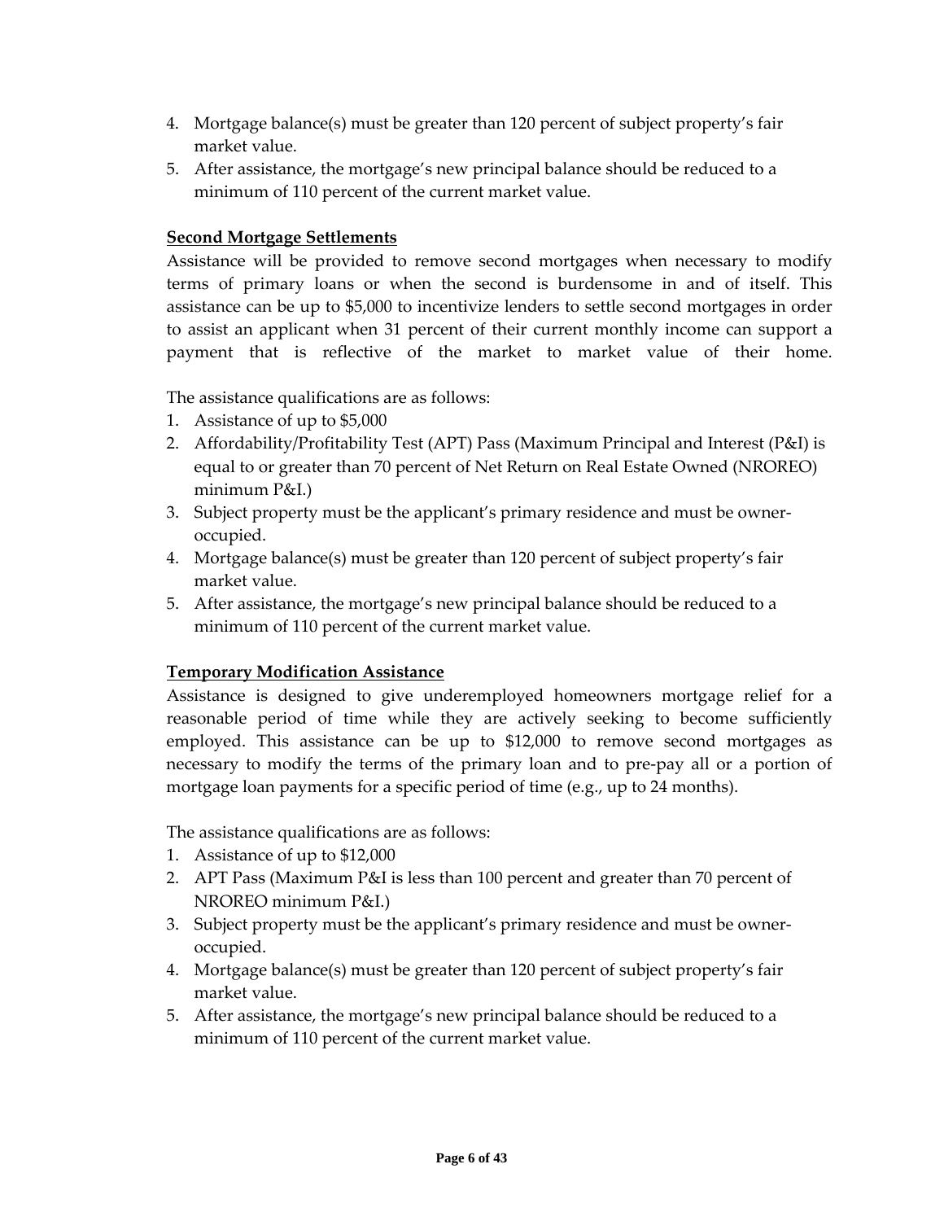4. Mortgage balance(s) must be greater than 120 percent of subject property's fair market value.
5. After assistance, the mortgage's new principal balance should be reduced to a minimum of 110 percent of the current market value.

**Second Mortgage Settlements**

Assistance will be provided to remove second mortgages when necessary to modify terms of primary loans or when the second is burdensome in and of itself. This assistance can be up to $5,000 to incentivize lenders to settle second mortgages in order to assist an applicant when 31 percent of their current monthly income can support a payment that is reflective of the market to market value of their home.

The assistance qualifications are as follows:

1. Assistance of up to $5,000
2. Affordability/Profitability Test (APT) Pass (Maximum Principal and Interest (P&I) is equal to or greater than 70 percent of Net Return on Real Estate Owned (NROREO) minimum P&I.)
3. Subject property must be the applicant's primary residence and must be owner-occupied.
4. Mortgage balance(s) must be greater than 120 percent of subject property's fair market value.
5. After assistance, the mortgage's new principal balance should be reduced to a minimum of 110 percent of the current market value.

**Temporary Modification Assistance**

Assistance is designed to give underemployed homeowners mortgage relief for a reasonable period of time while they are actively seeking to become sufficiently employed. This assistance can be up to $12,000 to remove second mortgages as necessary to modify the terms of the primary loan and to pre-pay all or a portion of mortgage loan payments for a specific period of time (e.g., up to 24 months).

The assistance qualifications are as follows:

1. Assistance of up to $12,000
2. APT Pass (Maximum P&I is less than 100 percent and greater than 70 percent of NROREO minimum P&I.)
3. Subject property must be the applicant's primary residence and must be owner-occupied.
4. Mortgage balance(s) must be greater than 120 percent of subject property's fair market value.
5. After assistance, the mortgage's new principal balance should be reduced to a minimum of 110 percent of the current market value.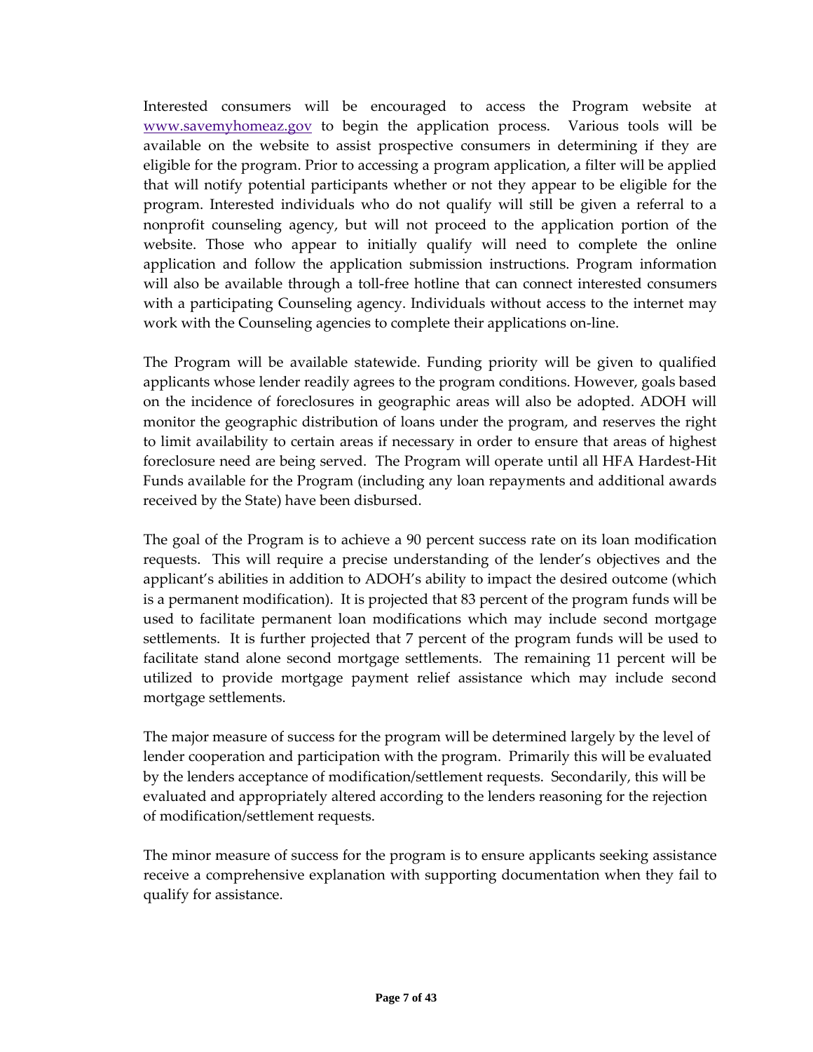Interested consumers will be encouraged to access the Program website at [www.savemyhomeaz.gov](www.savemyhomeaz.gov) to begin the application process. Various tools will be available on the website to assist prospective consumers in determining if they are eligible for the program. Prior to accessing a program application, a filter will be applied that will notify potential participants whether or not they appear to be eligible for the program. Interested individuals who do not qualify will still be given a referral to a nonprofit counseling agency, but will not proceed to the application portion of the website. Those who appear to initially qualify will need to complete the online application and follow the application submission instructions. Program information will also be available through a toll-free hotline that can connect interested consumers with a participating Counseling agency. Individuals without access to the internet may work with the Counseling agencies to complete their applications on-line.

The Program will be available statewide. Funding priority will be given to qualified applicants whose lender readily agrees to the program conditions. However, goals based on the incidence of foreclosures in geographic areas will also be adopted. ADOH will monitor the geographic distribution of loans under the program, and reserves the right to limit availability to certain areas if necessary in order to ensure that areas of highest foreclosure need are being served. The Program will operate until all HFA Hardest-Hit Funds available for the Program (including any loan repayments and additional awards received by the State) have been disbursed.

The goal of the Program is to achieve a 90 percent success rate on its loan modification requests. This will require a precise understanding of the lender's objectives and the applicant's abilities in addition to ADOH's ability to impact the desired outcome (which is a permanent modification). It is projected that 83 percent of the program funds will be used to facilitate permanent loan modifications which may include second mortgage settlements. It is further projected that 7 percent of the program funds will be used to facilitate stand alone second mortgage settlements. The remaining 11 percent will be utilized to provide mortgage payment relief assistance which may include second mortgage settlements.

The major measure of success for the program will be determined largely by the level of lender cooperation and participation with the program. Primarily this will be evaluated by the lenders acceptance of modification/settlement requests. Secondarily, this will be evaluated and appropriately altered according to the lenders reasoning for the rejection of modification/settlement requests.

The minor measure of success for the program is to ensure applicants seeking assistance receive a comprehensive explanation with supporting documentation when they fail to qualify for assistance.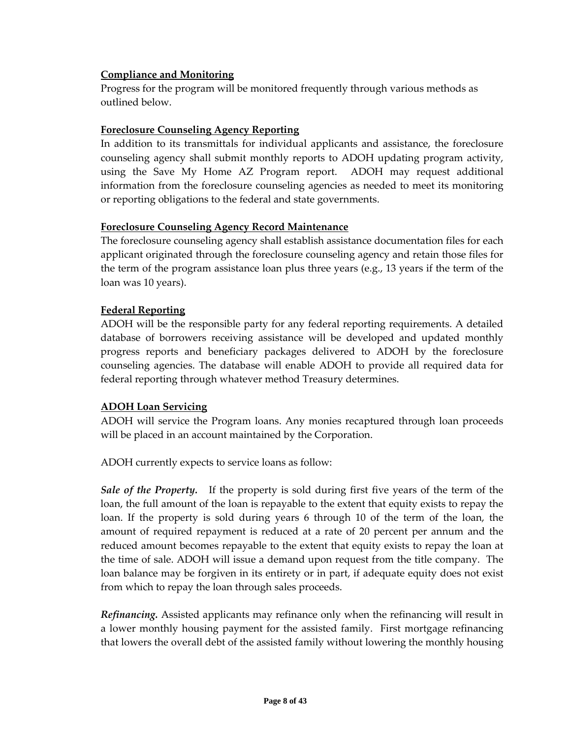**Compliance and Monitoring**

Progress for the program will be monitored frequently through various methods as outlined below.

**Foreclosure Counseling Agency Reporting**

In addition to its transmittals for individual applicants and assistance, the foreclosure counseling agency shall submit monthly reports to ADOH updating program activity, using the Save My Home AZ Program report. ADOH may request additional information from the foreclosure counseling agencies as needed to meet its monitoring or reporting obligations to the federal and state governments.

**Foreclosure Counseling Agency Record Maintenance**

The foreclosure counseling agency shall establish assistance documentation files for each applicant originated through the foreclosure counseling agency and retain those files for the term of the program assistance loan plus three years (e.g., 13 years if the term of the loan was 10 years).

**Federal Reporting**

ADOH will be the responsible party for any federal reporting requirements. A detailed database of borrowers receiving assistance will be developed and updated monthly progress reports and beneficiary packages delivered to ADOH by the foreclosure counseling agencies. The database will enable ADOH to provide all required data for federal reporting through whatever method Treasury determines.

**ADOH Loan Servicing**

ADOH will service the Program loans. Any monies recaptured through loan proceeds will be placed in an account maintained by the Corporation.

ADOH currently expects to service loans as follow:

***Sale of the Property.*** If the property is sold during first five years of the term of the loan, the full amount of the loan is repayable to the extent that equity exists to repay the loan. If the property is sold during years 6 through 10 of the term of the loan, the amount of required repayment is reduced at a rate of 20 percent per annum and the reduced amount becomes repayable to the extent that equity exists to repay the loan at the time of sale. ADOH will issue a demand upon request from the title company. The loan balance may be forgiven in its entirety or in part, if adequate equity does not exist from which to repay the loan through sales proceeds.

***Refinancing.*** Assisted applicants may refinance only when the refinancing will result in a lower monthly housing payment for the assisted family. First mortgage refinancing that lowers the overall debt of the assisted family without lowering the monthly housing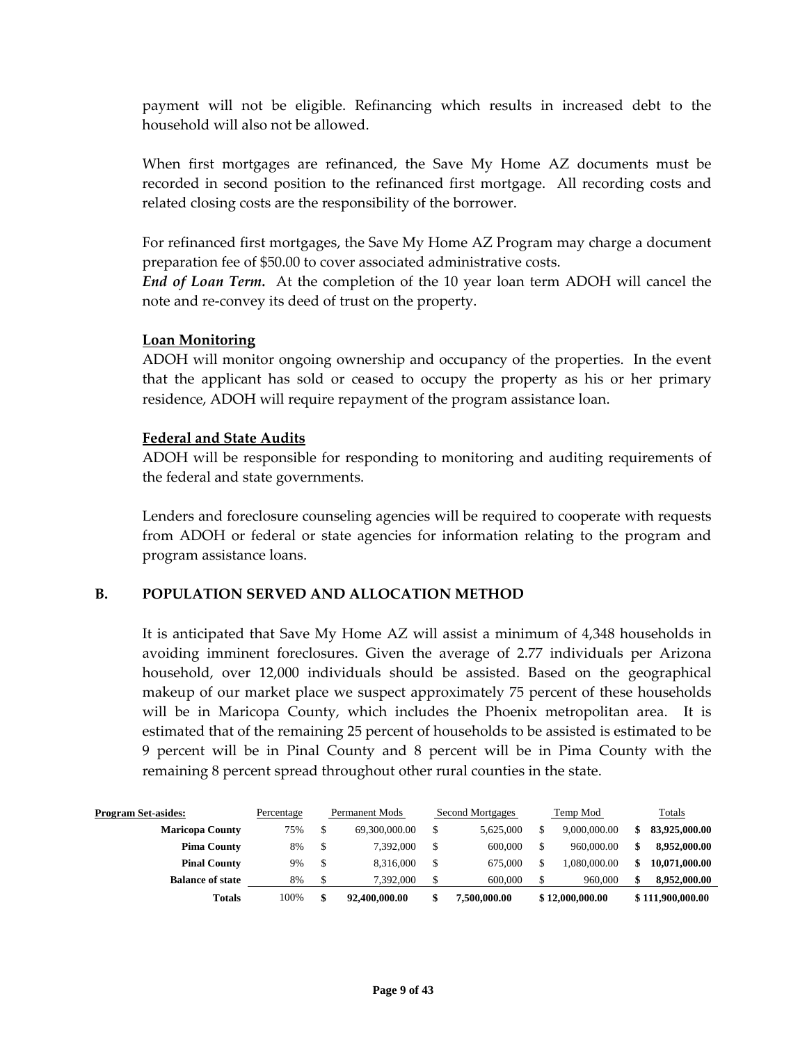payment will not be eligible. Refinancing which results in increased debt to the household will also not be allowed.

When first mortgages are refinanced, the Save My Home AZ documents must be recorded in second position to the refinanced first mortgage. All recording costs and related closing costs are the responsibility of the borrower.

For refinanced first mortgages, the Save My Home AZ Program may charge a document preparation fee of $50.00 to cover associated administrative costs.

***End of Loan Term.*** At the completion of the 10 year loan term ADOH will cancel the note and re-convey its deed of trust on the property.

**Loan Monitoring**

ADOH will monitor ongoing ownership and occupancy of the properties. In the event that the applicant has sold or ceased to occupy the property as his or her primary residence, ADOH will require repayment of the program assistance loan.

**Federal and State Audits**

ADOH will be responsible for responding to monitoring and auditing requirements of the federal and state governments.

Lenders and foreclosure counseling agencies will be required to cooperate with requests from ADOH or federal or state agencies for information relating to the program and program assistance loans.

## B. POPULATION SERVED AND ALLOCATION METHOD

It is anticipated that Save My Home AZ will assist a minimum of 4,348 households in avoiding imminent foreclosures. Given the average of 2.77 individuals per Arizona household, over 12,000 individuals should be assisted. Based on the geographical makeup of our market place we suspect approximately 75 percent of these households will be in Maricopa County, which includes the Phoenix metropolitan area. It is estimated that of the remaining 25 percent of households to be assisted is estimated to be 9 percent will be in Pinal County and 8 percent will be in Pima County with the remaining 8 percent spread throughout other rural counties in the state.

| Program Set-asides: | Percentage | Permanent Mods | Second Mortgages | Temp Mod | Totals |
|---|---|---|---|---|---|
| **Maricopa County** | 75% | $ 69,300,000.00 | $ 5,625,000 | $ 9,000,000.00 | **$ 83,925,000.00** |
| **Pima County** | 8% | $ 7,392,000 | $ 600,000 | $ 960,000.00 | **$ 8,952,000.00** |
| **Pinal County** | 9% | $ 8,316,000 | $ 675,000 | $ 1,080,000.00 | **$ 10,071,000.00** |
| **Balance of state** | 8% | $ 7,392,000 | $ 600,000 | $ 960,000 | **$ 8,952,000.00** |
| **Totals** | 100% | **$ 92,400,000.00** | **$ 7,500,000.00** | **$ 12,000,000.00** | **$ 111,900,000.00** |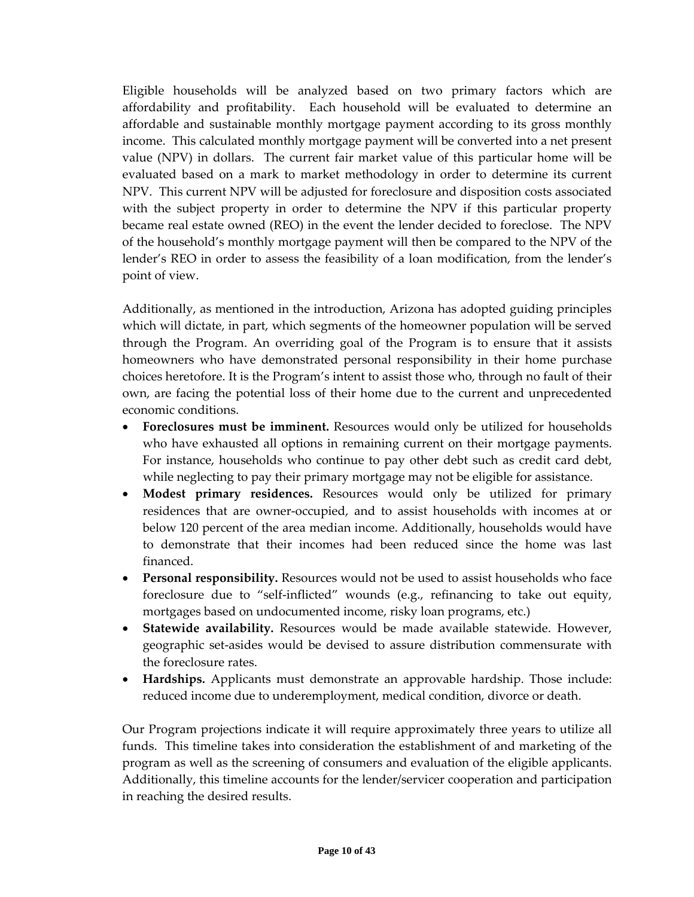Eligible households will be analyzed based on two primary factors which are affordability and profitability. Each household will be evaluated to determine an affordable and sustainable monthly mortgage payment according to its gross monthly income. This calculated monthly mortgage payment will be converted into a net present value (NPV) in dollars. The current fair market value of this particular home will be evaluated based on a mark to market methodology in order to determine its current NPV. This current NPV will be adjusted for foreclosure and disposition costs associated with the subject property in order to determine the NPV if this particular property became real estate owned (REO) in the event the lender decided to foreclose. The NPV of the household's monthly mortgage payment will then be compared to the NPV of the lender's REO in order to assess the feasibility of a loan modification, from the lender's point of view.

Additionally, as mentioned in the introduction, Arizona has adopted guiding principles which will dictate, in part, which segments of the homeowner population will be served through the Program. An overriding goal of the Program is to ensure that it assists homeowners who have demonstrated personal responsibility in their home purchase choices heretofore. It is the Program's intent to assist those who, through no fault of their own, are facing the potential loss of their home due to the current and unprecedented economic conditions.

- **Foreclosures must be imminent.** Resources would only be utilized for households who have exhausted all options in remaining current on their mortgage payments. For instance, households who continue to pay other debt such as credit card debt, while neglecting to pay their primary mortgage may not be eligible for assistance.
- **Modest primary residences.** Resources would only be utilized for primary residences that are owner-occupied, and to assist households with incomes at or below 120 percent of the area median income. Additionally, households would have to demonstrate that their incomes had been reduced since the home was last financed.
- **Personal responsibility.** Resources would not be used to assist households who face foreclosure due to "self-inflicted" wounds (e.g., refinancing to take out equity, mortgages based on undocumented income, risky loan programs, etc.)
- **Statewide availability.** Resources would be made available statewide. However, geographic set-asides would be devised to assure distribution commensurate with the foreclosure rates.
- **Hardships.** Applicants must demonstrate an approvable hardship. Those include: reduced income due to underemployment, medical condition, divorce or death.

Our Program projections indicate it will require approximately three years to utilize all funds. This timeline takes into consideration the establishment of and marketing of the program as well as the screening of consumers and evaluation of the eligible applicants. Additionally, this timeline accounts for the lender/servicer cooperation and participation in reaching the desired results.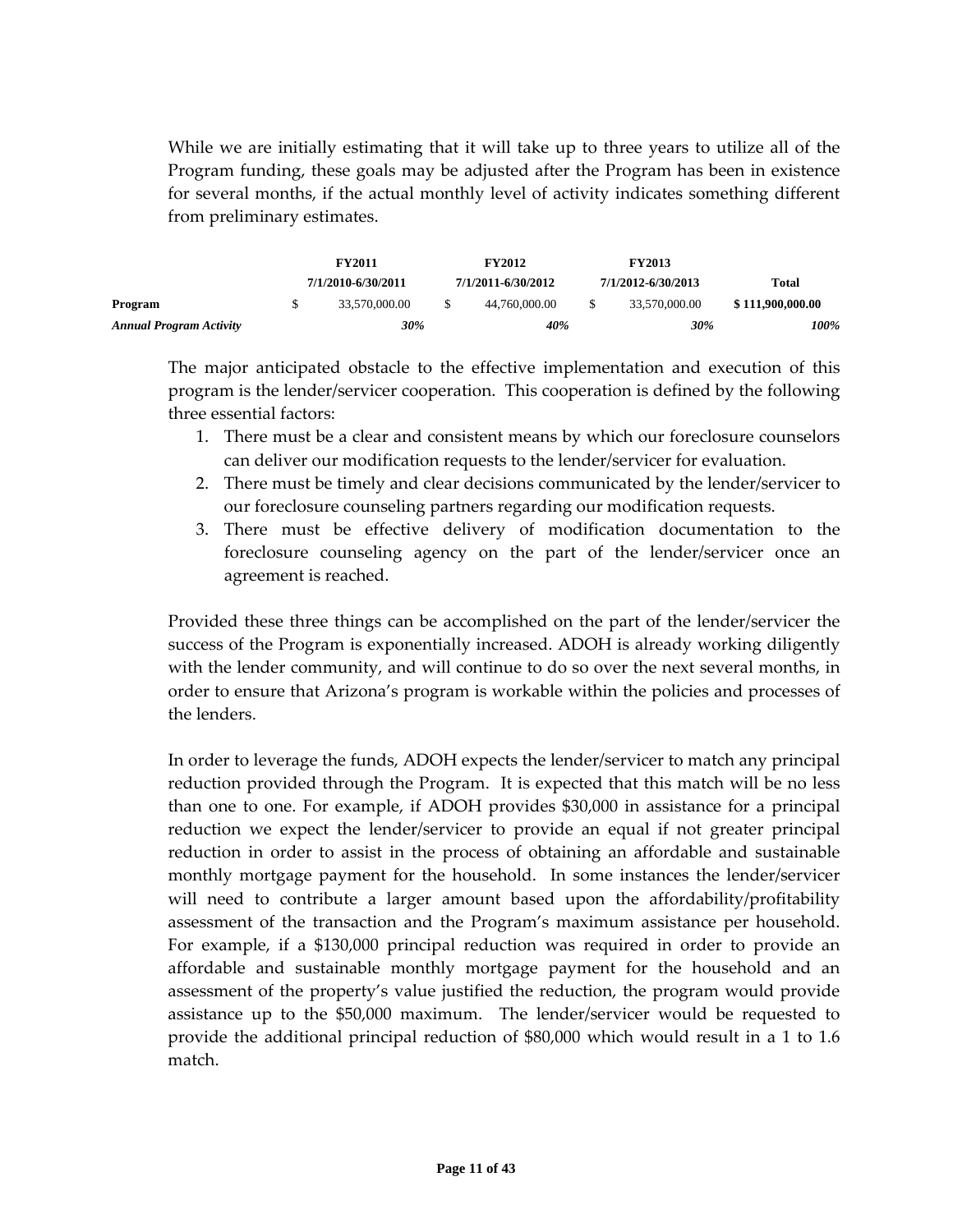While we are initially estimating that it will take up to three years to utilize all of the Program funding, these goals may be adjusted after the Program has been in existence for several months, if the actual monthly level of activity indicates something different from preliminary estimates.

| | FY2011 7/1/2010-6/30/2011 | FY2012 7/1/2011-6/30/2012 | FY2013 7/1/2012-6/30/2013 | Total |
|---|---|---|---|---|
| **Program** | $ 33,570,000.00 | $ 44,760,000.00 | $ 33,570,000.00 | **$ 111,900,000.00** |
| ***Annual Program Activity*** | ***30%*** | ***40%*** | ***30%*** | ***100%*** |

The major anticipated obstacle to the effective implementation and execution of this program is the lender/servicer cooperation. This cooperation is defined by the following three essential factors:

1. There must be a clear and consistent means by which our foreclosure counselors can deliver our modification requests to the lender/servicer for evaluation.
2. There must be timely and clear decisions communicated by the lender/servicer to our foreclosure counseling partners regarding our modification requests.
3. There must be effective delivery of modification documentation to the foreclosure counseling agency on the part of the lender/servicer once an agreement is reached.

Provided these three things can be accomplished on the part of the lender/servicer the success of the Program is exponentially increased. ADOH is already working diligently with the lender community, and will continue to do so over the next several months, in order to ensure that Arizona's program is workable within the policies and processes of the lenders.

In order to leverage the funds, ADOH expects the lender/servicer to match any principal reduction provided through the Program. It is expected that this match will be no less than one to one. For example, if ADOH provides $30,000 in assistance for a principal reduction we expect the lender/servicer to provide an equal if not greater principal reduction in order to assist in the process of obtaining an affordable and sustainable monthly mortgage payment for the household. In some instances the lender/servicer will need to contribute a larger amount based upon the affordability/profitability assessment of the transaction and the Program's maximum assistance per household. For example, if a $130,000 principal reduction was required in order to provide an affordable and sustainable monthly mortgage payment for the household and an assessment of the property's value justified the reduction, the program would provide assistance up to the $50,000 maximum. The lender/servicer would be requested to provide the additional principal reduction of $80,000 which would result in a 1 to 1.6 match.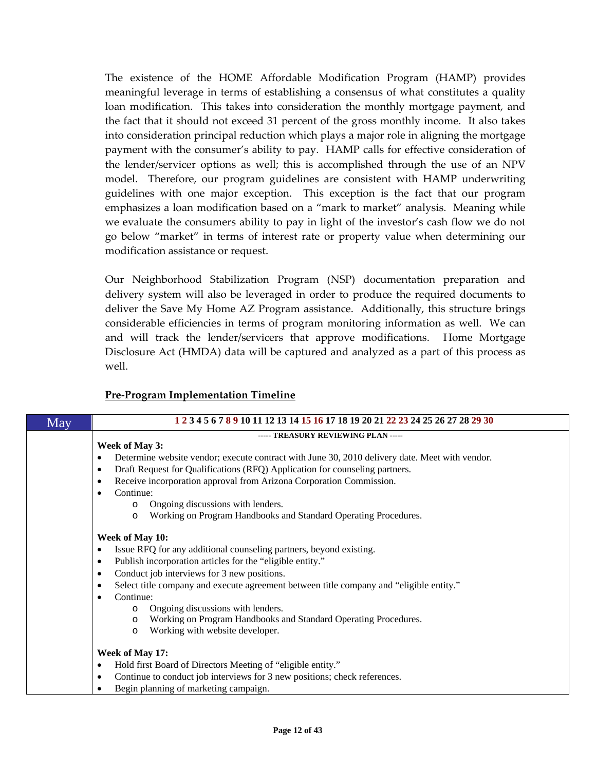The existence of the HOME Affordable Modification Program (HAMP) provides meaningful leverage in terms of establishing a consensus of what constitutes a quality loan modification. This takes into consideration the monthly mortgage payment, and the fact that it should not exceed 31 percent of the gross monthly income. It also takes into consideration principal reduction which plays a major role in aligning the mortgage payment with the consumer's ability to pay. HAMP calls for effective consideration of the lender/servicer options as well; this is accomplished through the use of an NPV model. Therefore, our program guidelines are consistent with HAMP underwriting guidelines with one major exception. This exception is the fact that our program emphasizes a loan modification based on a "mark to market" analysis. Meaning while we evaluate the consumers ability to pay in light of the investor's cash flow we do not go below "market" in terms of interest rate or property value when determining our modification assistance or request.

Our Neighborhood Stabilization Program (NSP) documentation preparation and delivery system will also be leveraged in order to produce the required documents to deliver the Save My Home AZ Program assistance. Additionally, this structure brings considerable efficiencies in terms of program monitoring information as well. We can and will track the lender/servicers that approve modifications. Home Mortgage Disclosure Act (HMDA) data will be captured and analyzed as a part of this process as well.

## Pre-Program Implementation Timeline

| May | **1 2 3 4 5 6 7 8 9 10 11 12 13 14 15 16 17 18 19 20 21 22 23 24 25 26 27 28 29 30** |
|---|---|
| | **----- TREASURY REVIEWING PLAN -----**<br><br>**Week of May 3:**<br>• Determine website vendor; execute contract with June 30, 2010 delivery date. Meet with vendor.<br>• Draft Request for Qualifications (RFQ) Application for counseling partners.<br>• Receive incorporation approval from Arizona Corporation Commission.<br>• Continue:<br>  o Ongoing discussions with lenders.<br>  o Working on Program Handbooks and Standard Operating Procedures.<br><br>**Week of May 10:**<br>• Issue RFQ for any additional counseling partners, beyond existing.<br>• Publish incorporation articles for the "eligible entity."<br>• Conduct job interviews for 3 new positions.<br>• Select title company and execute agreement between title company and "eligible entity."<br>• Continue:<br>  o Ongoing discussions with lenders.<br>  o Working on Program Handbooks and Standard Operating Procedures.<br>  o Working with website developer.<br><br>**Week of May 17:**<br>• Hold first Board of Directors Meeting of "eligible entity."<br>• Continue to conduct job interviews for 3 new positions; check references.<br>• Begin planning of marketing campaign. |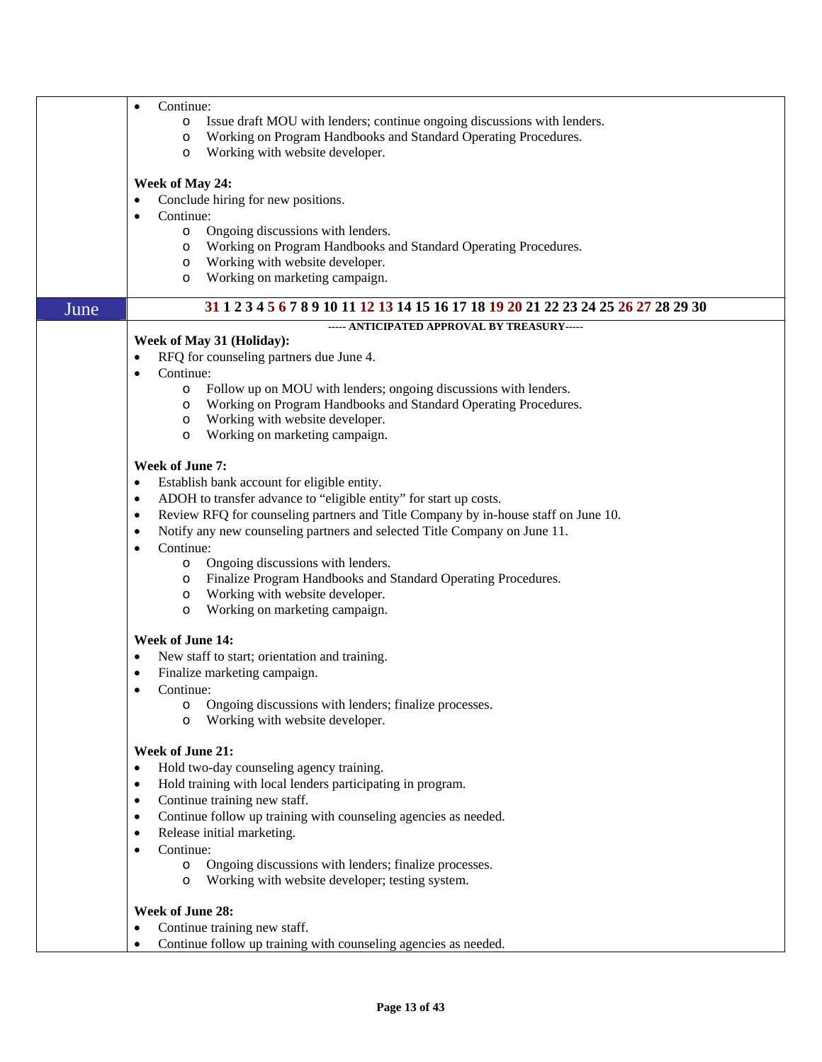- Continue:
  - Issue draft MOU with lenders; continue ongoing discussions with lenders.
  - Working on Program Handbooks and Standard Operating Procedures.
  - Working with website developer.

**Week of May 24:**

- Conclude hiring for new positions.
- Continue:
  - Ongoing discussions with lenders.
  - Working on Program Handbooks and Standard Operating Procedures.
  - Working with website developer.
  - Working on marketing campaign.

## June

**31 1 2 3 4 5 6 7 8 9 10 11 12 13 14 15 16 17 18 19 20 21 22 23 24 25 26 27 28 29 30**

**----- ANTICIPATED APPROVAL BY TREASURY-----**

**Week of May 31 (Holiday):**

- RFQ for counseling partners due June 4.
- Continue:
  - Follow up on MOU with lenders; ongoing discussions with lenders.
  - Working on Program Handbooks and Standard Operating Procedures.
  - Working with website developer.
  - Working on marketing campaign.

**Week of June 7:**

- Establish bank account for eligible entity.
- ADOH to transfer advance to "eligible entity" for start up costs.
- Review RFQ for counseling partners and Title Company by in-house staff on June 10.
- Notify any new counseling partners and selected Title Company on June 11.
- Continue:
  - Ongoing discussions with lenders.
  - Finalize Program Handbooks and Standard Operating Procedures.
  - Working with website developer.
  - Working on marketing campaign.

**Week of June 14:**

- New staff to start; orientation and training.
- Finalize marketing campaign.
- Continue:
  - Ongoing discussions with lenders; finalize processes.
  - Working with website developer.

**Week of June 21:**

- Hold two-day counseling agency training.
- Hold training with local lenders participating in program.
- Continue training new staff.
- Continue follow up training with counseling agencies as needed.
- Release initial marketing.
- Continue:
  - Ongoing discussions with lenders; finalize processes.
  - Working with website developer; testing system.

**Week of June 28:**

- Continue training new staff.
- Continue follow up training with counseling agencies as needed.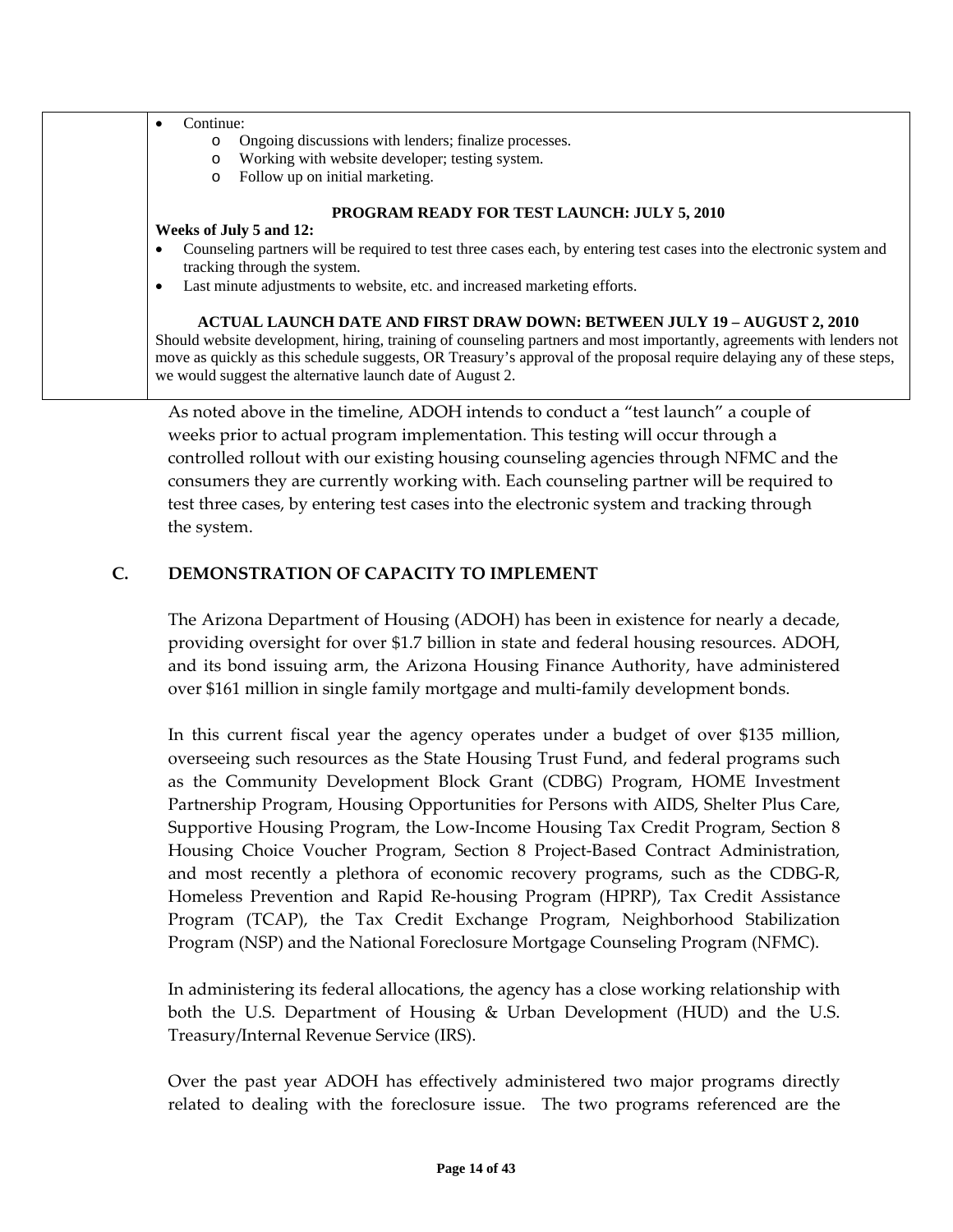| | • Continue:<br>  ○ Ongoing discussions with lenders; finalize processes.<br>  ○ Working with website developer; testing system.<br>  ○ Follow up on initial marketing.<br><br>**PROGRAM READY FOR TEST LAUNCH: JULY 5, 2010**<br>**Weeks of July 5 and 12:**<br>• Counseling partners will be required to test three cases each, by entering test cases into the electronic system and tracking through the system.<br>• Last minute adjustments to website, etc. and increased marketing efforts.<br><br>**ACTUAL LAUNCH DATE AND FIRST DRAW DOWN: BETWEEN JULY 19 – AUGUST 2, 2010**<br>Should website development, hiring, training of counseling partners and most importantly, agreements with lenders not move as quickly as this schedule suggests, OR Treasury's approval of the proposal require delaying any of these steps, we would suggest the alternative launch date of August 2. |
|---|---|

As noted above in the timeline, ADOH intends to conduct a "test launch" a couple of weeks prior to actual program implementation. This testing will occur through a controlled rollout with our existing housing counseling agencies through NFMC and the consumers they are currently working with. Each counseling partner will be required to test three cases, by entering test cases into the electronic system and tracking through the system.

## C. DEMONSTRATION OF CAPACITY TO IMPLEMENT

The Arizona Department of Housing (ADOH) has been in existence for nearly a decade, providing oversight for over $1.7 billion in state and federal housing resources. ADOH, and its bond issuing arm, the Arizona Housing Finance Authority, have administered over $161 million in single family mortgage and multi-family development bonds.

In this current fiscal year the agency operates under a budget of over $135 million, overseeing such resources as the State Housing Trust Fund, and federal programs such as the Community Development Block Grant (CDBG) Program, HOME Investment Partnership Program, Housing Opportunities for Persons with AIDS, Shelter Plus Care, Supportive Housing Program, the Low-Income Housing Tax Credit Program, Section 8 Housing Choice Voucher Program, Section 8 Project-Based Contract Administration, and most recently a plethora of economic recovery programs, such as the CDBG-R, Homeless Prevention and Rapid Re-housing Program (HPRP), Tax Credit Assistance Program (TCAP), the Tax Credit Exchange Program, Neighborhood Stabilization Program (NSP) and the National Foreclosure Mortgage Counseling Program (NFMC).

In administering its federal allocations, the agency has a close working relationship with both the U.S. Department of Housing & Urban Development (HUD) and the U.S. Treasury/Internal Revenue Service (IRS).

Over the past year ADOH has effectively administered two major programs directly related to dealing with the foreclosure issue. The two programs referenced are the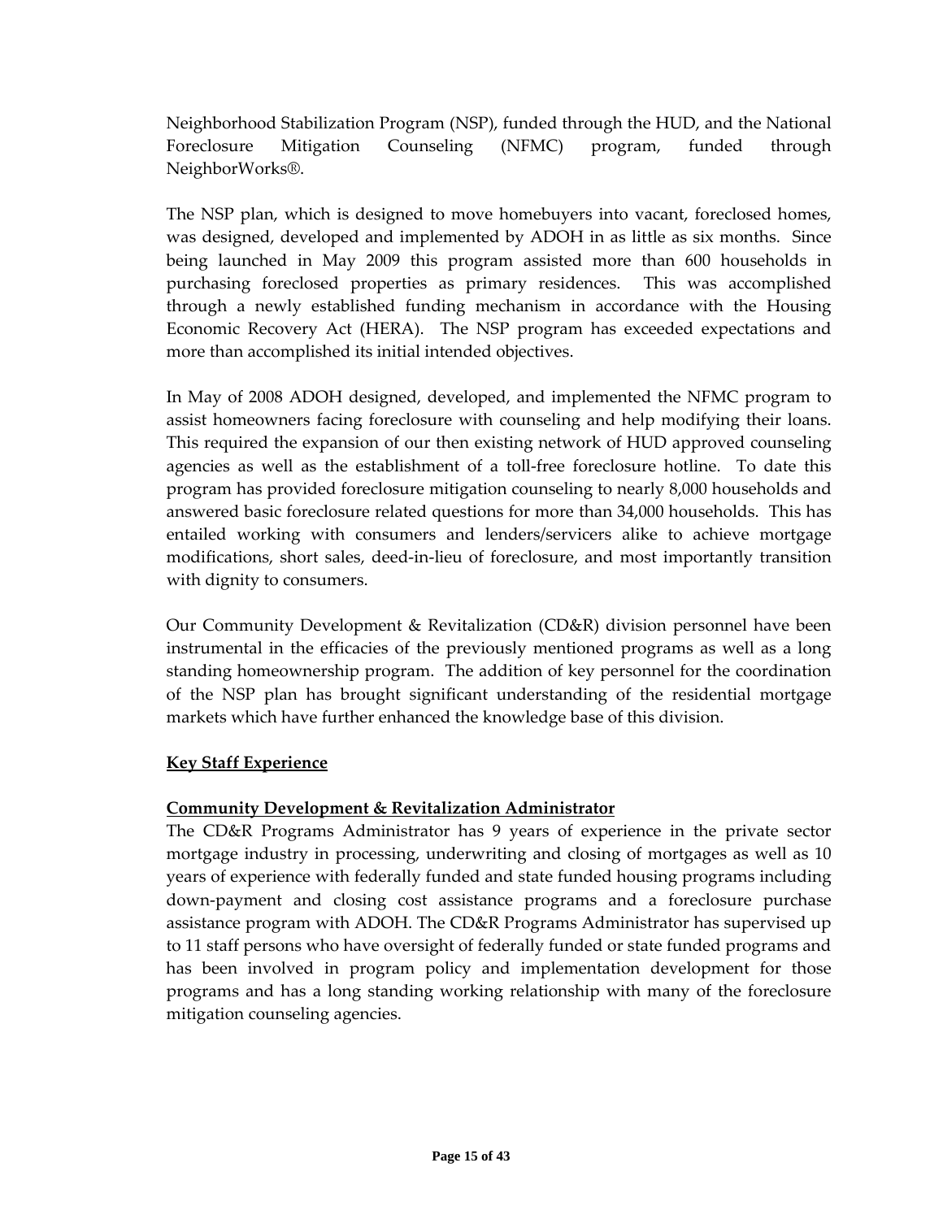Neighborhood Stabilization Program (NSP), funded through the HUD, and the National Foreclosure Mitigation Counseling (NFMC) program, funded through NeighborWorks®.

The NSP plan, which is designed to move homebuyers into vacant, foreclosed homes, was designed, developed and implemented by ADOH in as little as six months. Since being launched in May 2009 this program assisted more than 600 households in purchasing foreclosed properties as primary residences. This was accomplished through a newly established funding mechanism in accordance with the Housing Economic Recovery Act (HERA). The NSP program has exceeded expectations and more than accomplished its initial intended objectives.

In May of 2008 ADOH designed, developed, and implemented the NFMC program to assist homeowners facing foreclosure with counseling and help modifying their loans. This required the expansion of our then existing network of HUD approved counseling agencies as well as the establishment of a toll-free foreclosure hotline. To date this program has provided foreclosure mitigation counseling to nearly 8,000 households and answered basic foreclosure related questions for more than 34,000 households. This has entailed working with consumers and lenders/servicers alike to achieve mortgage modifications, short sales, deed-in-lieu of foreclosure, and most importantly transition with dignity to consumers.

Our Community Development & Revitalization (CD&R) division personnel have been instrumental in the efficacies of the previously mentioned programs as well as a long standing homeownership program. The addition of key personnel for the coordination of the NSP plan has brought significant understanding of the residential mortgage markets which have further enhanced the knowledge base of this division.

## Key Staff Experience

### Community Development & Revitalization Administrator

The CD&R Programs Administrator has 9 years of experience in the private sector mortgage industry in processing, underwriting and closing of mortgages as well as 10 years of experience with federally funded and state funded housing programs including down-payment and closing cost assistance programs and a foreclosure purchase assistance program with ADOH. The CD&R Programs Administrator has supervised up to 11 staff persons who have oversight of federally funded or state funded programs and has been involved in program policy and implementation development for those programs and has a long standing working relationship with many of the foreclosure mitigation counseling agencies.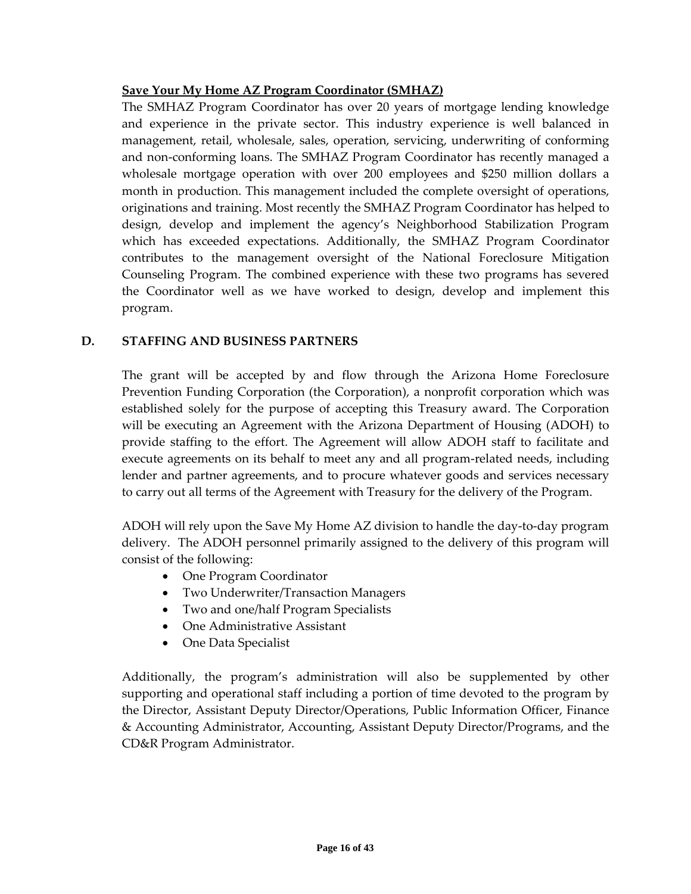**Save Your My Home AZ Program Coordinator (SMHAZ)**

The SMHAZ Program Coordinator has over 20 years of mortgage lending knowledge and experience in the private sector. This industry experience is well balanced in management, retail, wholesale, sales, operation, servicing, underwriting of conforming and non-conforming loans. The SMHAZ Program Coordinator has recently managed a wholesale mortgage operation with over 200 employees and $250 million dollars a month in production. This management included the complete oversight of operations, originations and training. Most recently the SMHAZ Program Coordinator has helped to design, develop and implement the agency's Neighborhood Stabilization Program which has exceeded expectations. Additionally, the SMHAZ Program Coordinator contributes to the management oversight of the National Foreclosure Mitigation Counseling Program. The combined experience with these two programs has severed the Coordinator well as we have worked to design, develop and implement this program.

## D. STAFFING AND BUSINESS PARTNERS

The grant will be accepted by and flow through the Arizona Home Foreclosure Prevention Funding Corporation (the Corporation), a nonprofit corporation which was established solely for the purpose of accepting this Treasury award. The Corporation will be executing an Agreement with the Arizona Department of Housing (ADOH) to provide staffing to the effort. The Agreement will allow ADOH staff to facilitate and execute agreements on its behalf to meet any and all program-related needs, including lender and partner agreements, and to procure whatever goods and services necessary to carry out all terms of the Agreement with Treasury for the delivery of the Program.

ADOH will rely upon the Save My Home AZ division to handle the day-to-day program delivery. The ADOH personnel primarily assigned to the delivery of this program will consist of the following:

- One Program Coordinator
- Two Underwriter/Transaction Managers
- Two and one/half Program Specialists
- One Administrative Assistant
- One Data Specialist

Additionally, the program's administration will also be supplemented by other supporting and operational staff including a portion of time devoted to the program by the Director, Assistant Deputy Director/Operations, Public Information Officer, Finance & Accounting Administrator, Accounting, Assistant Deputy Director/Programs, and the CD&R Program Administrator.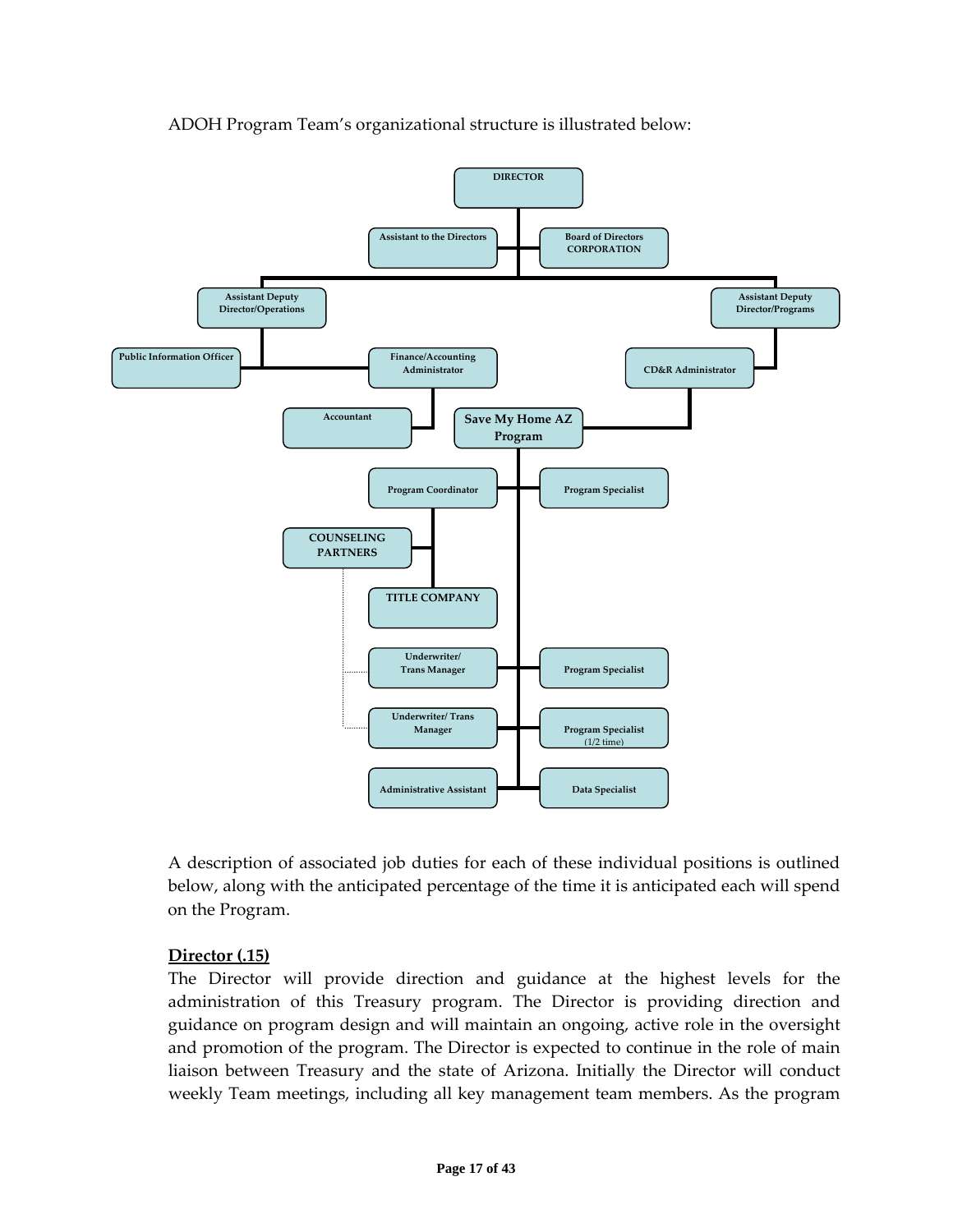ADOH Program Team's organizational structure is illustrated below:

- **DIRECTOR**
  - Assistant to the Directors
  - Board of Directors CORPORATION
  - Assistant Deputy Director/Operations
    - Public Information Officer
    - Finance/Accounting Administrator
      - Accountant
  - Assistant Deputy Director/Programs
    - CD&R Administrator
      - **Save My Home AZ Program**
        - Program Coordinator
          - COUNSELING PARTNERS
          - TITLE COMPANY
        - Program Specialist
        - Underwriter/ Trans Manager
        - Program Specialist
        - Underwriter/ Trans Manager
        - Program Specialist (1/2 time)
        - Administrative Assistant
        - Data Specialist

A description of associated job duties for each of these individual positions is outlined below, along with the anticipated percentage of the time it is anticipated each will spend on the Program.

**Director (.15)**

The Director will provide direction and guidance at the highest levels for the administration of this Treasury program. The Director is providing direction and guidance on program design and will maintain an ongoing, active role in the oversight and promotion of the program. The Director is expected to continue in the role of main liaison between Treasury and the state of Arizona. Initially the Director will conduct weekly Team meetings, including all key management team members. As the program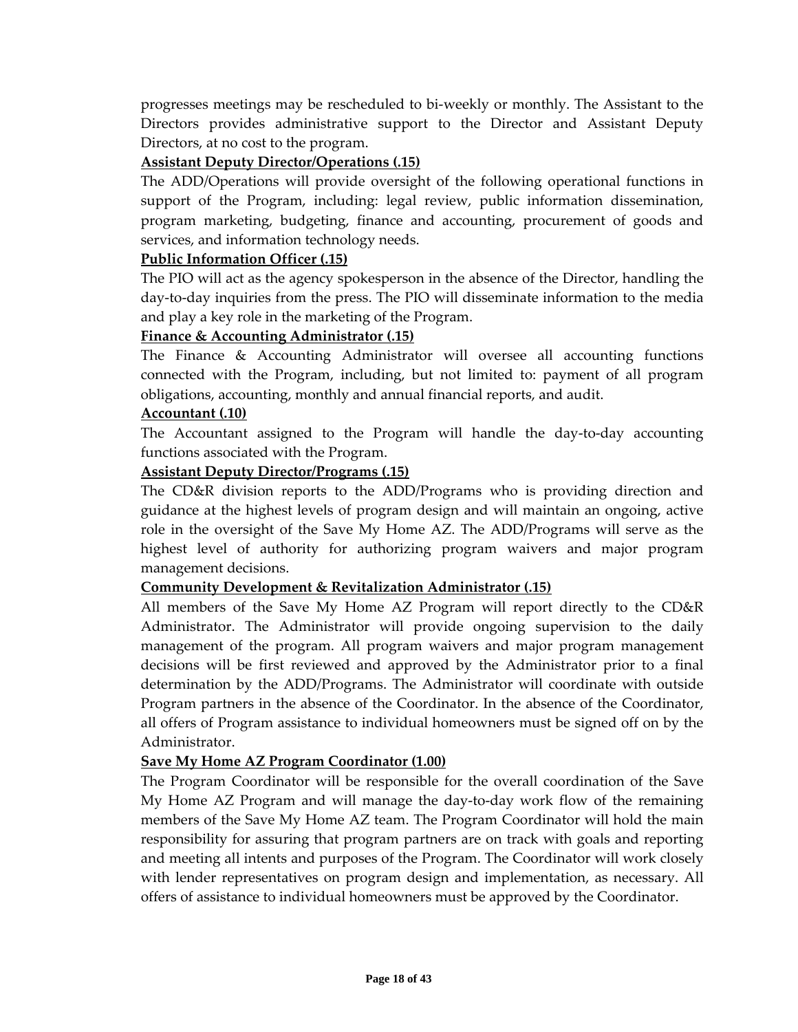progresses meetings may be rescheduled to bi-weekly or monthly. The Assistant to the Directors provides administrative support to the Director and Assistant Deputy Directors, at no cost to the program.

**Assistant Deputy Director/Operations (.15)**

The ADD/Operations will provide oversight of the following operational functions in support of the Program, including: legal review, public information dissemination, program marketing, budgeting, finance and accounting, procurement of goods and services, and information technology needs.

**Public Information Officer (.15)**

The PIO will act as the agency spokesperson in the absence of the Director, handling the day-to-day inquiries from the press. The PIO will disseminate information to the media and play a key role in the marketing of the Program.

**Finance & Accounting Administrator (.15)**

The Finance & Accounting Administrator will oversee all accounting functions connected with the Program, including, but not limited to: payment of all program obligations, accounting, monthly and annual financial reports, and audit.

**Accountant (.10)**

The Accountant assigned to the Program will handle the day-to-day accounting functions associated with the Program.

**Assistant Deputy Director/Programs (.15)**

The CD&R division reports to the ADD/Programs who is providing direction and guidance at the highest levels of program design and will maintain an ongoing, active role in the oversight of the Save My Home AZ. The ADD/Programs will serve as the highest level of authority for authorizing program waivers and major program management decisions.

**Community Development & Revitalization Administrator (.15)**

All members of the Save My Home AZ Program will report directly to the CD&R Administrator. The Administrator will provide ongoing supervision to the daily management of the program. All program waivers and major program management decisions will be first reviewed and approved by the Administrator prior to a final determination by the ADD/Programs. The Administrator will coordinate with outside Program partners in the absence of the Coordinator. In the absence of the Coordinator, all offers of Program assistance to individual homeowners must be signed off on by the Administrator.

**Save My Home AZ Program Coordinator (1.00)**

The Program Coordinator will be responsible for the overall coordination of the Save My Home AZ Program and will manage the day-to-day work flow of the remaining members of the Save My Home AZ team. The Program Coordinator will hold the main responsibility for assuring that program partners are on track with goals and reporting and meeting all intents and purposes of the Program. The Coordinator will work closely with lender representatives on program design and implementation, as necessary. All offers of assistance to individual homeowners must be approved by the Coordinator.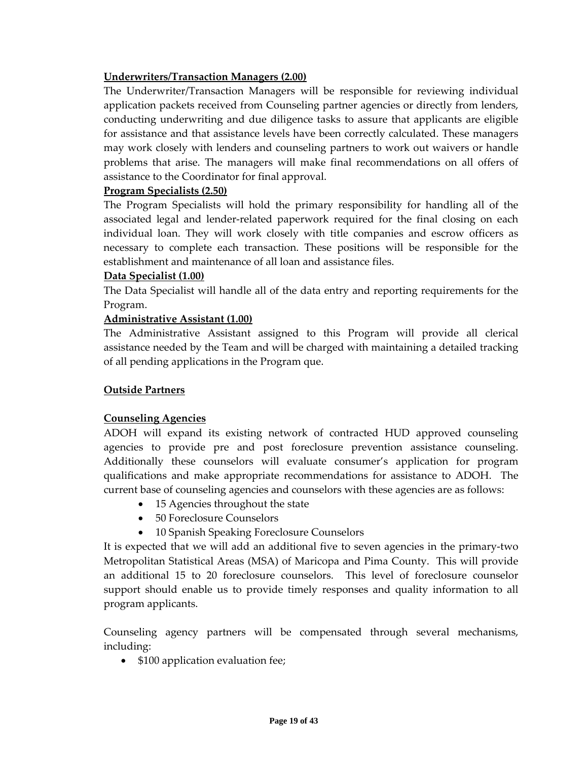**Underwriters/Transaction Managers (2.00)**

The Underwriter/Transaction Managers will be responsible for reviewing individual application packets received from Counseling partner agencies or directly from lenders, conducting underwriting and due diligence tasks to assure that applicants are eligible for assistance and that assistance levels have been correctly calculated. These managers may work closely with lenders and counseling partners to work out waivers or handle problems that arise. The managers will make final recommendations on all offers of assistance to the Coordinator for final approval.

**Program Specialists (2.50)**

The Program Specialists will hold the primary responsibility for handling all of the associated legal and lender-related paperwork required for the final closing on each individual loan. They will work closely with title companies and escrow officers as necessary to complete each transaction. These positions will be responsible for the establishment and maintenance of all loan and assistance files.

**Data Specialist (1.00)**

The Data Specialist will handle all of the data entry and reporting requirements for the Program.

**Administrative Assistant (1.00)**

The Administrative Assistant assigned to this Program will provide all clerical assistance needed by the Team and will be charged with maintaining a detailed tracking of all pending applications in the Program que.

**Outside Partners**

**Counseling Agencies**

ADOH will expand its existing network of contracted HUD approved counseling agencies to provide pre and post foreclosure prevention assistance counseling. Additionally these counselors will evaluate consumer's application for program qualifications and make appropriate recommendations for assistance to ADOH. The current base of counseling agencies and counselors with these agencies are as follows:

- 15 Agencies throughout the state
- 50 Foreclosure Counselors
- 10 Spanish Speaking Foreclosure Counselors

It is expected that we will add an additional five to seven agencies in the primary-two Metropolitan Statistical Areas (MSA) of Maricopa and Pima County. This will provide an additional 15 to 20 foreclosure counselors. This level of foreclosure counselor support should enable us to provide timely responses and quality information to all program applicants.

Counseling agency partners will be compensated through several mechanisms, including:

- $100 application evaluation fee;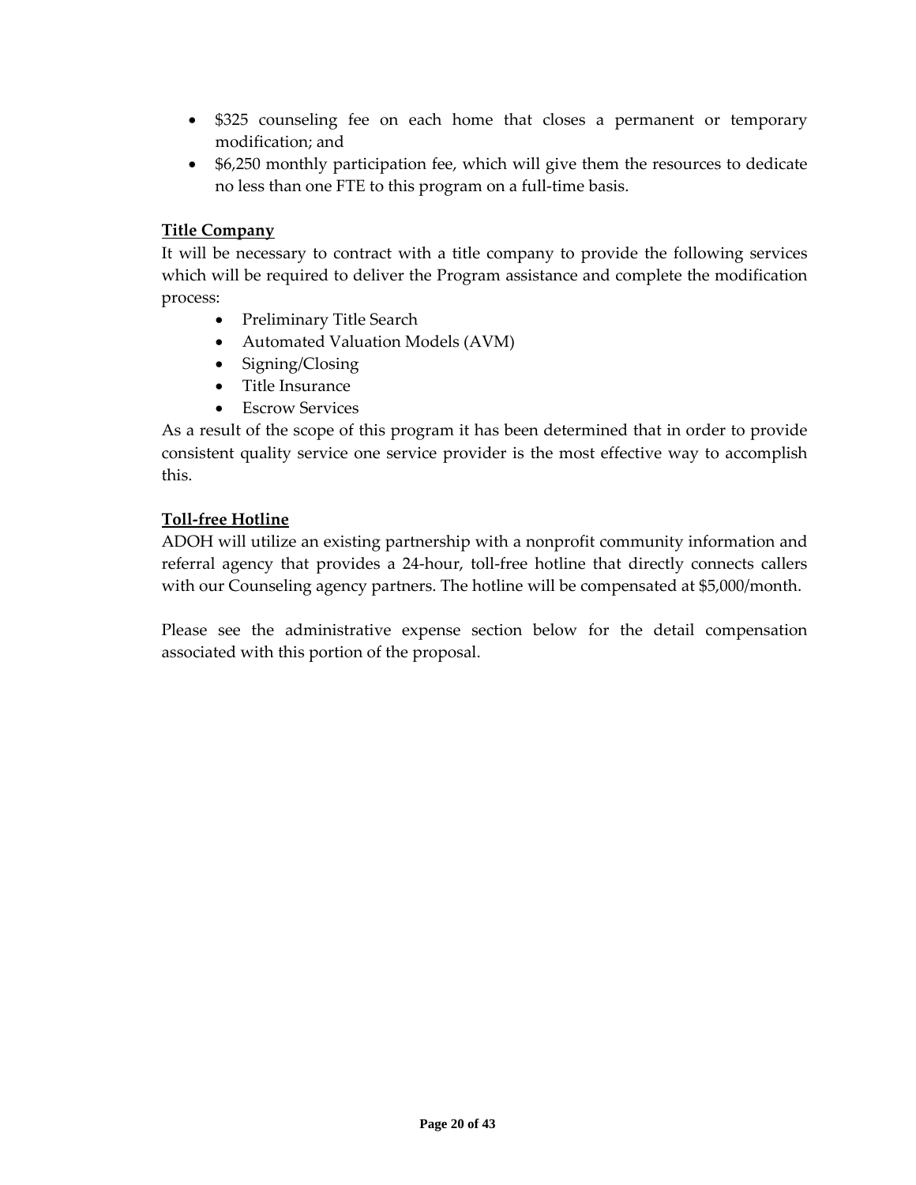- $325 counseling fee on each home that closes a permanent or temporary modification; and
- $6,250 monthly participation fee, which will give them the resources to dedicate no less than one FTE to this program on a full-time basis.

**Title Company**

It will be necessary to contract with a title company to provide the following services which will be required to deliver the Program assistance and complete the modification process:

- Preliminary Title Search
- Automated Valuation Models (AVM)
- Signing/Closing
- Title Insurance
- Escrow Services

As a result of the scope of this program it has been determined that in order to provide consistent quality service one service provider is the most effective way to accomplish this.

**Toll-free Hotline**

ADOH will utilize an existing partnership with a nonprofit community information and referral agency that provides a 24-hour, toll-free hotline that directly connects callers with our Counseling agency partners. The hotline will be compensated at $5,000/month.

Please see the administrative expense section below for the detail compensation associated with this portion of the proposal.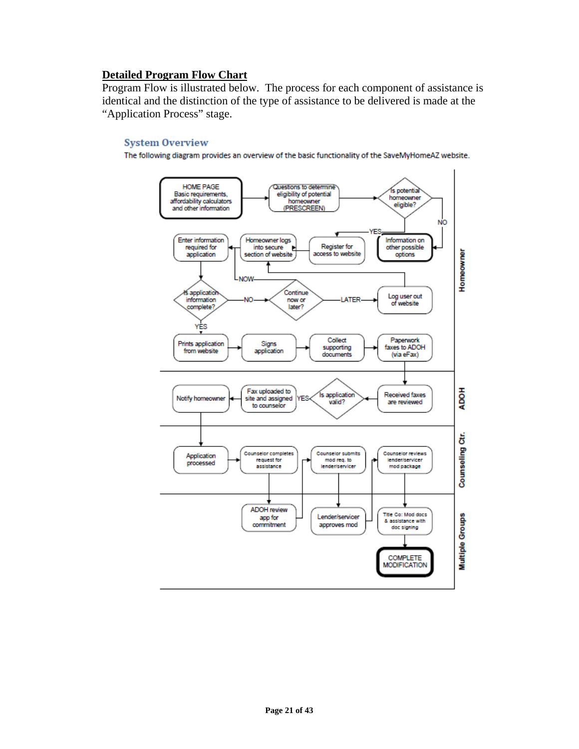## Detailed Program Flow Chart

Program Flow is illustrated below. The process for each component of assistance is identical and the distinction of the type of assistance to be delivered is made at the "Application Process" stage.

### System Overview

The following diagram provides an overview of the basic functionality of the SaveMyHomeAZ website.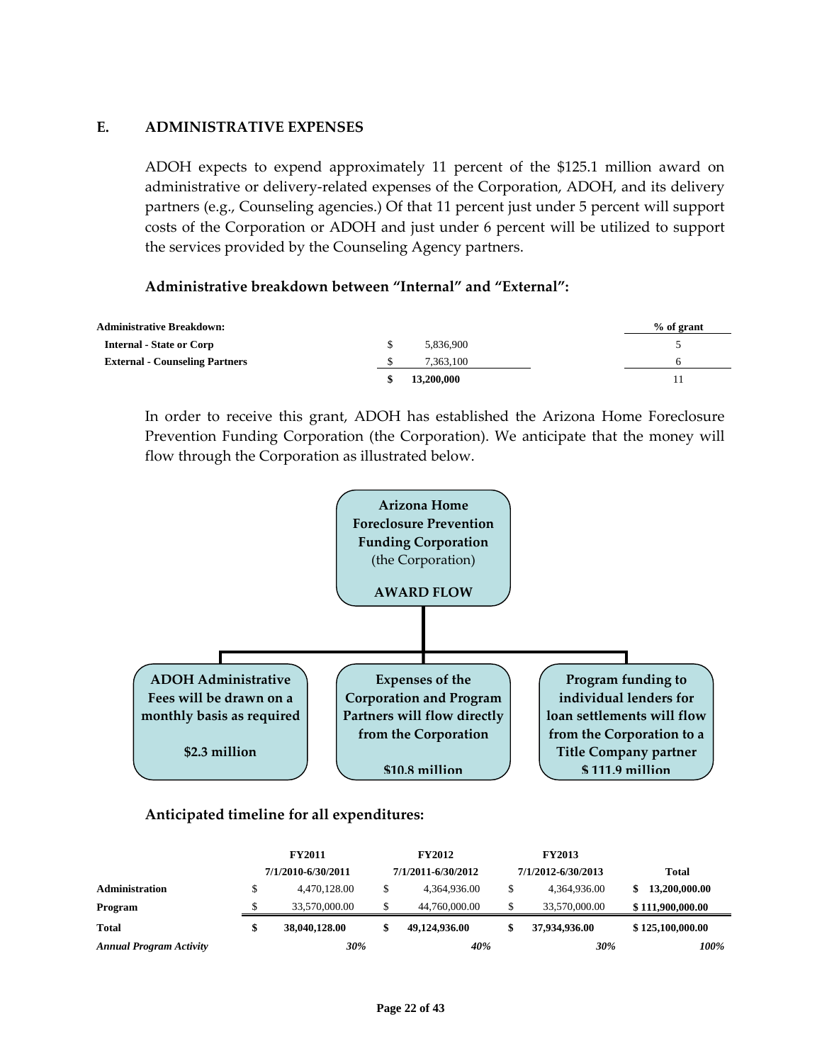## E. ADMINISTRATIVE EXPENSES

ADOH expects to expend approximately 11 percent of the $125.1 million award on administrative or delivery-related expenses of the Corporation, ADOH, and its delivery partners (e.g., Counseling agencies.) Of that 11 percent just under 5 percent will support costs of the Corporation or ADOH and just under 6 percent will be utilized to support the services provided by the Counseling Agency partners.

### Administrative breakdown between "Internal" and "External":

| Administrative Breakdown: | | % of grant |
|---|---|---|
| Internal - State or Corp | $ 5,836,900 | 5 |
| External - Counseling Partners | $ 7,363,100 | 6 |
| | **$ 13,200,000** | 11 |

In order to receive this grant, ADOH has established the Arizona Home Foreclosure Prevention Funding Corporation (the Corporation). We anticipate that the money will flow through the Corporation as illustrated below.

**Arizona Home Foreclosure Prevention Funding Corporation** (the Corporation)

**AWARD FLOW**

- **ADOH Administrative Fees will be drawn on a monthly basis as required** — **$2.3 million**
- **Expenses of the Corporation and Program Partners will flow directly from the Corporation** — **$10.8 million**
- **Program funding to individual lenders for loan settlements will flow from the Corporation to a Title Company partner** — **$ 111.9 million**

### Anticipated timeline for all expenditures:

| | FY2011<br>7/1/2010-6/30/2011 | FY2012<br>7/1/2011-6/30/2012 | FY2013<br>7/1/2012-6/30/2013 | Total |
|---|---|---|---|---|
| **Administration** | $ 4,470,128.00 | $ 4,364,936.00 | $ 4,364,936.00 | **$ 13,200,000.00** |
| **Program** | $ 33,570,000.00 | $ 44,760,000.00 | $ 33,570,000.00 | **$ 111,900,000.00** |
| **Total** | **$ 38,040,128.00** | **$ 49,124,936.00** | **$ 37,934,936.00** | **$ 125,100,000.00** |
| ***Annual Program Activity*** | ***30%*** | ***40%*** | ***30%*** | ***100%*** |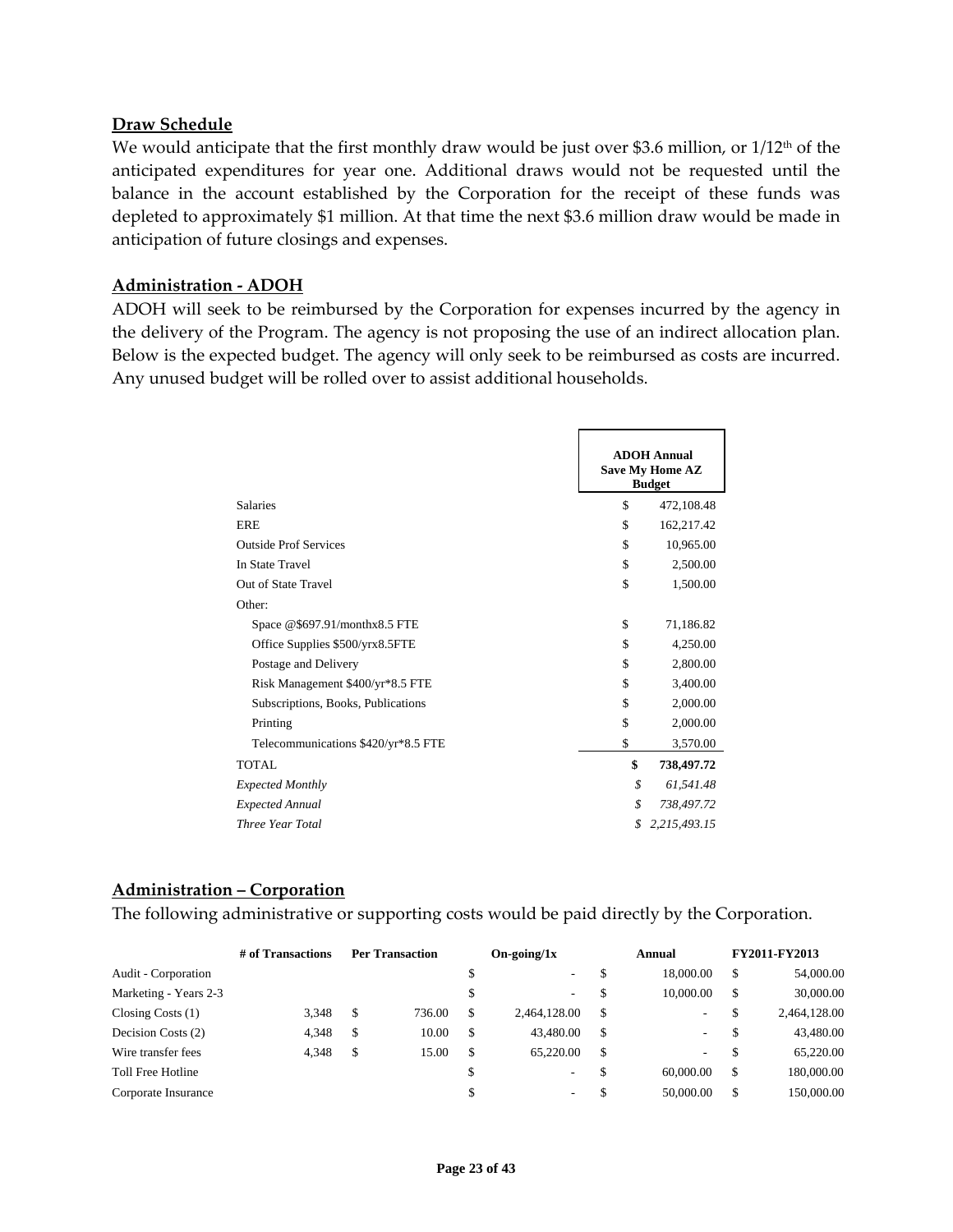## Draw Schedule

We would anticipate that the first monthly draw would be just over \$3.6 million, or 1/12th of the anticipated expenditures for year one. Additional draws would not be requested until the balance in the account established by the Corporation for the receipt of these funds was depleted to approximately \$1 million. At that time the next \$3.6 million draw would be made in anticipation of future closings and expenses.

## Administration - ADOH

ADOH will seek to be reimbursed by the Corporation for expenses incurred by the agency in the delivery of the Program. The agency is not proposing the use of an indirect allocation plan. Below is the expected budget. The agency will only seek to be reimbursed as costs are incurred. Any unused budget will be rolled over to assist additional households.

| | ADOH Annual Save My Home AZ Budget |
|---|---|
| Salaries | \$ 472,108.48 |
| ERE | \$ 162,217.42 |
| Outside Prof Services | \$ 10,965.00 |
| In State Travel | \$ 2,500.00 |
| Out of State Travel | \$ 1,500.00 |
| Other: | |
| Space @\$697.91/monthx8.5 FTE | \$ 71,186.82 |
| Office Supplies \$500/yrx8.5FTE | \$ 4,250.00 |
| Postage and Delivery | \$ 2,800.00 |
| Risk Management \$400/yr*8.5 FTE | \$ 3,400.00 |
| Subscriptions, Books, Publications | \$ 2,000.00 |
| Printing | \$ 2,000.00 |
| Telecommunications \$420/yr*8.5 FTE | \$ 3,570.00 |
| TOTAL | **\$ 738,497.72** |
| *Expected Monthly* | *\$ 61,541.48* |
| *Expected Annual* | *\$ 738,497.72* |
| *Three Year Total* | *\$ 2,215,493.15* |

## Administration – Corporation

The following administrative or supporting costs would be paid directly by the Corporation.

| | # of Transactions | Per Transaction | On-going/1x | Annual | FY2011-FY2013 |
|---|---|---|---|---|---|
| Audit - Corporation | | | \$ - | \$ 18,000.00 | \$ 54,000.00 |
| Marketing - Years 2-3 | | | \$ - | \$ 10,000.00 | \$ 30,000.00 |
| Closing Costs (1) | 3,348 | \$ 736.00 | \$ 2,464,128.00 | \$ - | \$ 2,464,128.00 |
| Decision Costs (2) | 4,348 | \$ 10.00 | \$ 43,480.00 | \$ - | \$ 43,480.00 |
| Wire transfer fees | 4,348 | \$ 15.00 | \$ 65,220.00 | \$ - | \$ 65,220.00 |
| Toll Free Hotline | | | \$ - | \$ 60,000.00 | \$ 180,000.00 |
| Corporate Insurance | | | \$ - | \$ 50,000.00 | \$ 150,000.00 |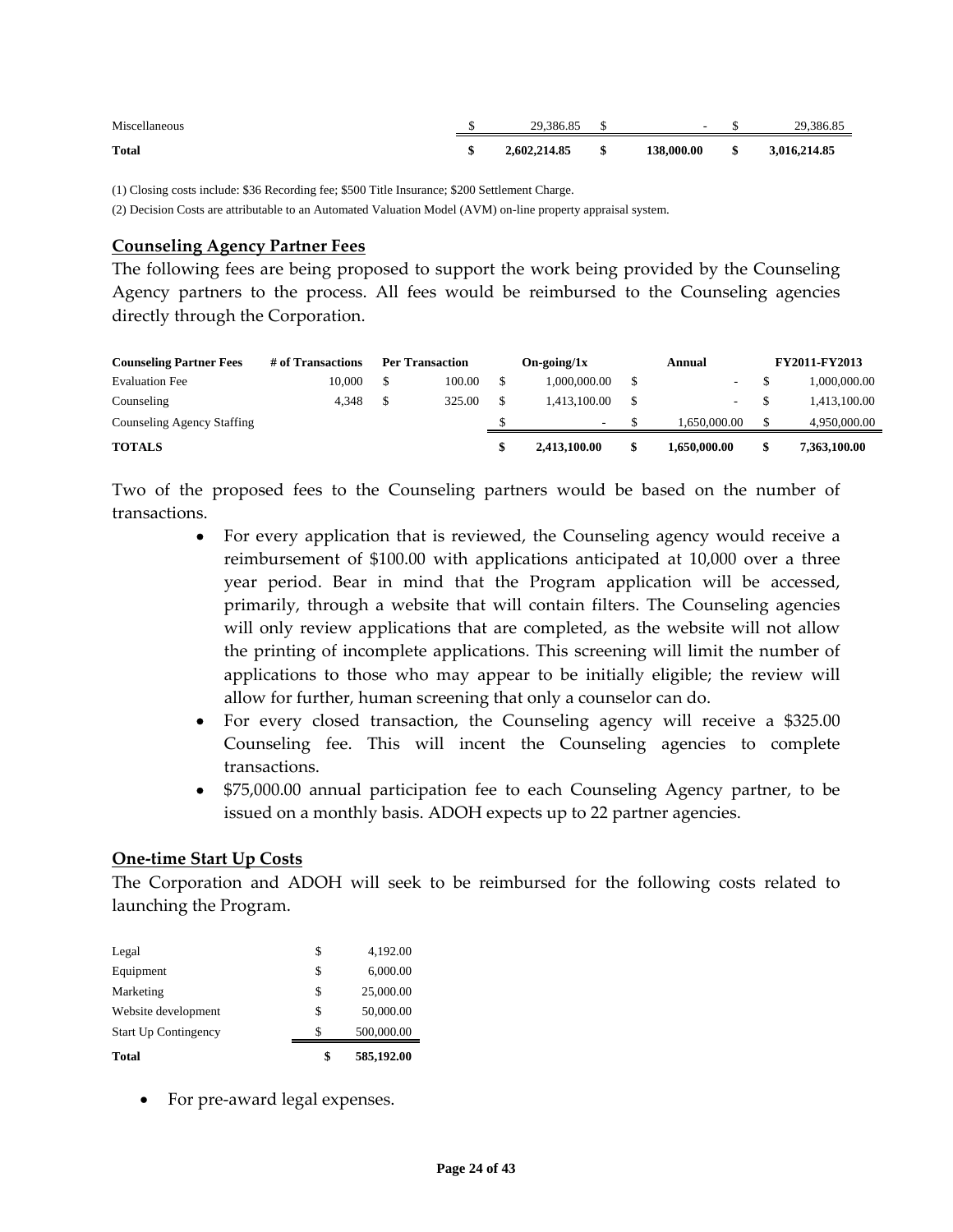| | | | |
|---|---|---|---|
| Miscellaneous | $ 29,386.85 | $ - | $ 29,386.85 |
| **Total** | **$ 2,602,214.85** | **$ 138,000.00** | **$ 3,016,214.85** |

(1) Closing costs include: $36 Recording fee; $500 Title Insurance; $200 Settlement Charge.

(2) Decision Costs are attributable to an Automated Valuation Model (AVM) on-line property appraisal system.

## Counseling Agency Partner Fees

The following fees are being proposed to support the work being provided by the Counseling Agency partners to the process. All fees would be reimbursed to the Counseling agencies directly through the Corporation.

| Counseling Partner Fees | # of Transactions | Per Transaction | On-going/1x | Annual | FY2011-FY2013 |
|---|---|---|---|---|---|
| Evaluation Fee | 10,000 | $ 100.00 | $ 1,000,000.00 | $ - | $ 1,000,000.00 |
| Counseling | 4,348 | $ 325.00 | $ 1,413,100.00 | $ - | $ 1,413,100.00 |
| Counseling Agency Staffing | | | $ - | $ 1,650,000.00 | $ 4,950,000.00 |
| **TOTALS** | | | **$ 2,413,100.00** | **$ 1,650,000.00** | **$ 7,363,100.00** |

Two of the proposed fees to the Counseling partners would be based on the number of transactions.

- For every application that is reviewed, the Counseling agency would receive a reimbursement of $100.00 with applications anticipated at 10,000 over a three year period. Bear in mind that the Program application will be accessed, primarily, through a website that will contain filters. The Counseling agencies will only review applications that are completed, as the website will not allow the printing of incomplete applications. This screening will limit the number of applications to those who may appear to be initially eligible; the review will allow for further, human screening that only a counselor can do.
- For every closed transaction, the Counseling agency will receive a $325.00 Counseling fee. This will incent the Counseling agencies to complete transactions.
- $75,000.00 annual participation fee to each Counseling Agency partner, to be issued on a monthly basis. ADOH expects up to 22 partner agencies.

## One-time Start Up Costs

The Corporation and ADOH will seek to be reimbursed for the following costs related to launching the Program.

| | |
|---|---|
| Legal | $ 4,192.00 |
| Equipment | $ 6,000.00 |
| Marketing | $ 25,000.00 |
| Website development | $ 50,000.00 |
| Start Up Contingency | $ 500,000.00 |
| **Total** | **$ 585,192.00** |

- For pre-award legal expenses.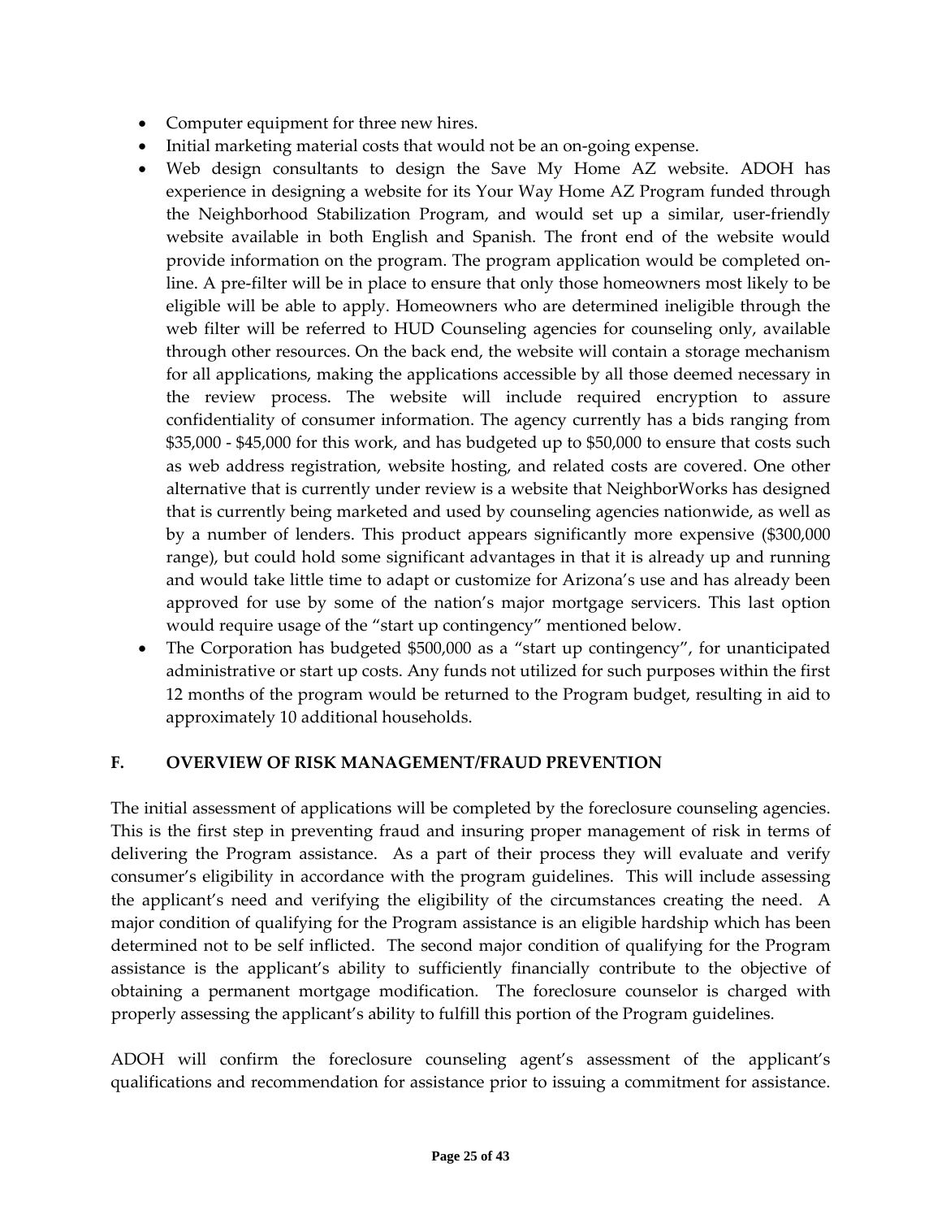- Computer equipment for three new hires.
- Initial marketing material costs that would not be an on-going expense.
- Web design consultants to design the Save My Home AZ website. ADOH has experience in designing a website for its Your Way Home AZ Program funded through the Neighborhood Stabilization Program, and would set up a similar, user-friendly website available in both English and Spanish. The front end of the website would provide information on the program. The program application would be completed on-line. A pre-filter will be in place to ensure that only those homeowners most likely to be eligible will be able to apply. Homeowners who are determined ineligible through the web filter will be referred to HUD Counseling agencies for counseling only, available through other resources. On the back end, the website will contain a storage mechanism for all applications, making the applications accessible by all those deemed necessary in the review process. The website will include required encryption to assure confidentiality of consumer information. The agency currently has a bids ranging from $35,000 - $45,000 for this work, and has budgeted up to $50,000 to ensure that costs such as web address registration, website hosting, and related costs are covered. One other alternative that is currently under review is a website that NeighborWorks has designed that is currently being marketed and used by counseling agencies nationwide, as well as by a number of lenders. This product appears significantly more expensive ($300,000 range), but could hold some significant advantages in that it is already up and running and would take little time to adapt or customize for Arizona's use and has already been approved for use by some of the nation's major mortgage servicers. This last option would require usage of the "start up contingency" mentioned below.
- The Corporation has budgeted $500,000 as a "start up contingency", for unanticipated administrative or start up costs. Any funds not utilized for such purposes within the first 12 months of the program would be returned to the Program budget, resulting in aid to approximately 10 additional households.

## F. OVERVIEW OF RISK MANAGEMENT/FRAUD PREVENTION

The initial assessment of applications will be completed by the foreclosure counseling agencies. This is the first step in preventing fraud and insuring proper management of risk in terms of delivering the Program assistance. As a part of their process they will evaluate and verify consumer's eligibility in accordance with the program guidelines. This will include assessing the applicant's need and verifying the eligibility of the circumstances creating the need. A major condition of qualifying for the Program assistance is an eligible hardship which has been determined not to be self inflicted. The second major condition of qualifying for the Program assistance is the applicant's ability to sufficiently financially contribute to the objective of obtaining a permanent mortgage modification. The foreclosure counselor is charged with properly assessing the applicant's ability to fulfill this portion of the Program guidelines.

ADOH will confirm the foreclosure counseling agent's assessment of the applicant's qualifications and recommendation for assistance prior to issuing a commitment for assistance.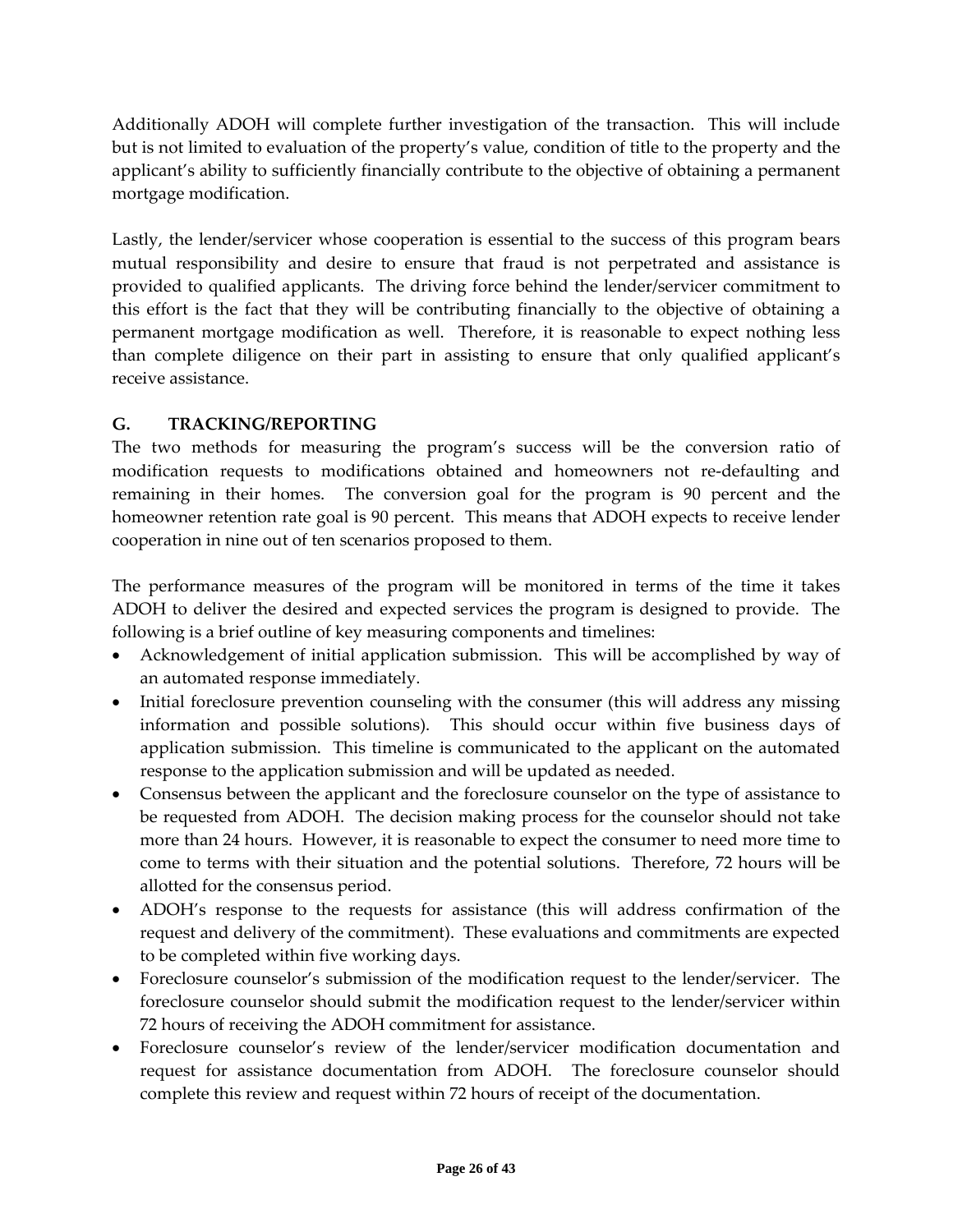Additionally ADOH will complete further investigation of the transaction. This will include but is not limited to evaluation of the property's value, condition of title to the property and the applicant's ability to sufficiently financially contribute to the objective of obtaining a permanent mortgage modification.

Lastly, the lender/servicer whose cooperation is essential to the success of this program bears mutual responsibility and desire to ensure that fraud is not perpetrated and assistance is provided to qualified applicants. The driving force behind the lender/servicer commitment to this effort is the fact that they will be contributing financially to the objective of obtaining a permanent mortgage modification as well. Therefore, it is reasonable to expect nothing less than complete diligence on their part in assisting to ensure that only qualified applicant's receive assistance.

## G. TRACKING/REPORTING

The two methods for measuring the program's success will be the conversion ratio of modification requests to modifications obtained and homeowners not re-defaulting and remaining in their homes. The conversion goal for the program is 90 percent and the homeowner retention rate goal is 90 percent. This means that ADOH expects to receive lender cooperation in nine out of ten scenarios proposed to them.

The performance measures of the program will be monitored in terms of the time it takes ADOH to deliver the desired and expected services the program is designed to provide. The following is a brief outline of key measuring components and timelines:

- Acknowledgement of initial application submission. This will be accomplished by way of an automated response immediately.
- Initial foreclosure prevention counseling with the consumer (this will address any missing information and possible solutions). This should occur within five business days of application submission. This timeline is communicated to the applicant on the automated response to the application submission and will be updated as needed.
- Consensus between the applicant and the foreclosure counselor on the type of assistance to be requested from ADOH. The decision making process for the counselor should not take more than 24 hours. However, it is reasonable to expect the consumer to need more time to come to terms with their situation and the potential solutions. Therefore, 72 hours will be allotted for the consensus period.
- ADOH's response to the requests for assistance (this will address confirmation of the request and delivery of the commitment). These evaluations and commitments are expected to be completed within five working days.
- Foreclosure counselor's submission of the modification request to the lender/servicer. The foreclosure counselor should submit the modification request to the lender/servicer within 72 hours of receiving the ADOH commitment for assistance.
- Foreclosure counselor's review of the lender/servicer modification documentation and request for assistance documentation from ADOH. The foreclosure counselor should complete this review and request within 72 hours of receipt of the documentation.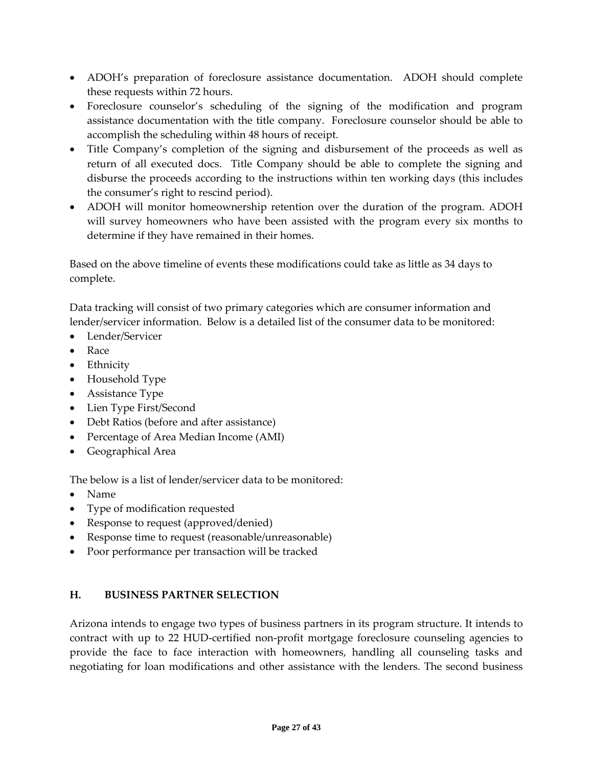- ADOH's preparation of foreclosure assistance documentation. ADOH should complete these requests within 72 hours.
- Foreclosure counselor's scheduling of the signing of the modification and program assistance documentation with the title company. Foreclosure counselor should be able to accomplish the scheduling within 48 hours of receipt.
- Title Company's completion of the signing and disbursement of the proceeds as well as return of all executed docs. Title Company should be able to complete the signing and disburse the proceeds according to the instructions within ten working days (this includes the consumer's right to rescind period).
- ADOH will monitor homeownership retention over the duration of the program. ADOH will survey homeowners who have been assisted with the program every six months to determine if they have remained in their homes.

Based on the above timeline of events these modifications could take as little as 34 days to complete.

Data tracking will consist of two primary categories which are consumer information and lender/servicer information. Below is a detailed list of the consumer data to be monitored:

- Lender/Servicer
- Race
- Ethnicity
- Household Type
- Assistance Type
- Lien Type First/Second
- Debt Ratios (before and after assistance)
- Percentage of Area Median Income (AMI)
- Geographical Area

The below is a list of lender/servicer data to be monitored:

- Name
- Type of modification requested
- Response to request (approved/denied)
- Response time to request (reasonable/unreasonable)
- Poor performance per transaction will be tracked

## H. BUSINESS PARTNER SELECTION

Arizona intends to engage two types of business partners in its program structure. It intends to contract with up to 22 HUD-certified non-profit mortgage foreclosure counseling agencies to provide the face to face interaction with homeowners, handling all counseling tasks and negotiating for loan modifications and other assistance with the lenders. The second business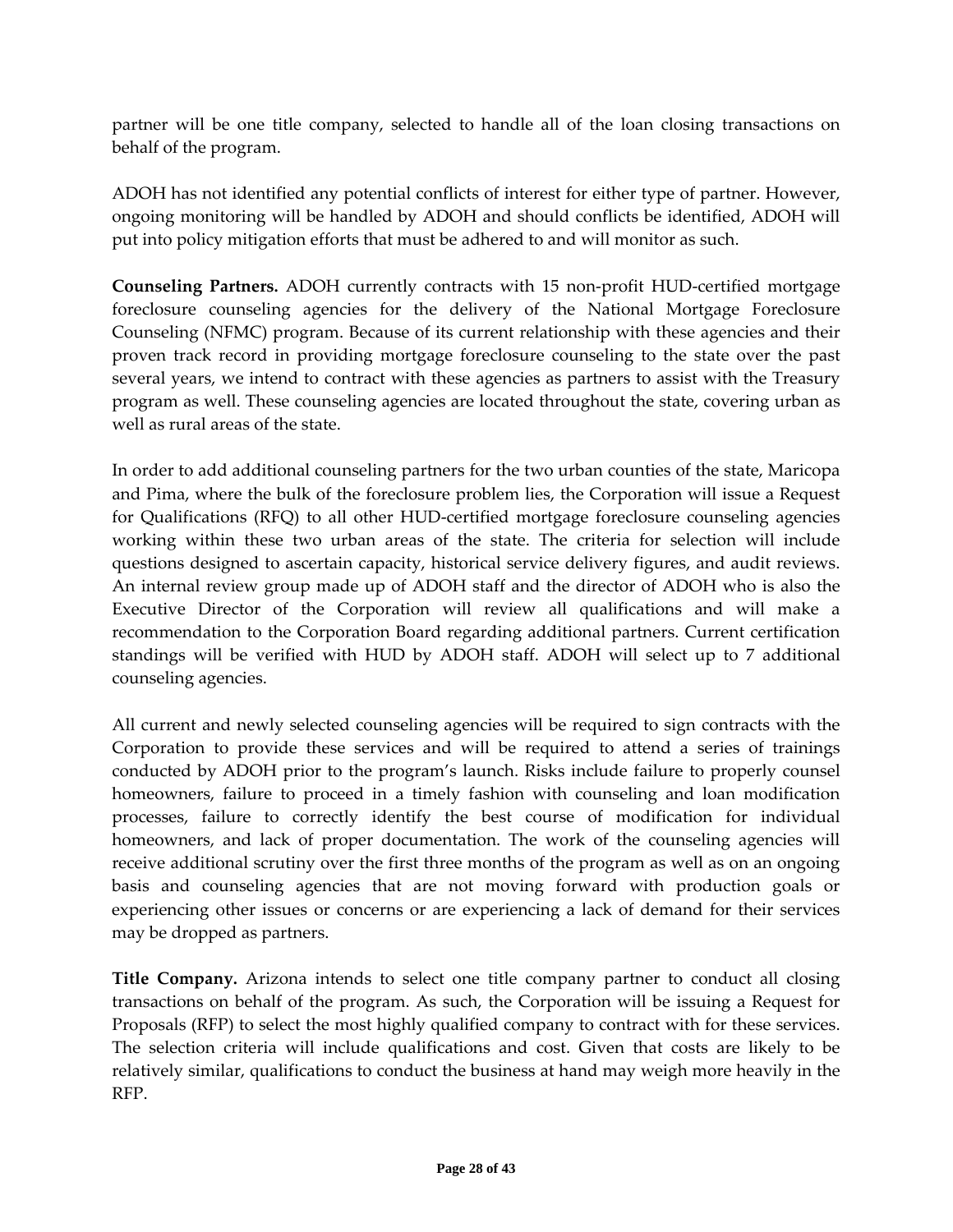partner will be one title company, selected to handle all of the loan closing transactions on behalf of the program.

ADOH has not identified any potential conflicts of interest for either type of partner. However, ongoing monitoring will be handled by ADOH and should conflicts be identified, ADOH will put into policy mitigation efforts that must be adhered to and will monitor as such.

**Counseling Partners.** ADOH currently contracts with 15 non-profit HUD-certified mortgage foreclosure counseling agencies for the delivery of the National Mortgage Foreclosure Counseling (NFMC) program. Because of its current relationship with these agencies and their proven track record in providing mortgage foreclosure counseling to the state over the past several years, we intend to contract with these agencies as partners to assist with the Treasury program as well. These counseling agencies are located throughout the state, covering urban as well as rural areas of the state.

In order to add additional counseling partners for the two urban counties of the state, Maricopa and Pima, where the bulk of the foreclosure problem lies, the Corporation will issue a Request for Qualifications (RFQ) to all other HUD-certified mortgage foreclosure counseling agencies working within these two urban areas of the state. The criteria for selection will include questions designed to ascertain capacity, historical service delivery figures, and audit reviews. An internal review group made up of ADOH staff and the director of ADOH who is also the Executive Director of the Corporation will review all qualifications and will make a recommendation to the Corporation Board regarding additional partners. Current certification standings will be verified with HUD by ADOH staff. ADOH will select up to 7 additional counseling agencies.

All current and newly selected counseling agencies will be required to sign contracts with the Corporation to provide these services and will be required to attend a series of trainings conducted by ADOH prior to the program's launch. Risks include failure to properly counsel homeowners, failure to proceed in a timely fashion with counseling and loan modification processes, failure to correctly identify the best course of modification for individual homeowners, and lack of proper documentation. The work of the counseling agencies will receive additional scrutiny over the first three months of the program as well as on an ongoing basis and counseling agencies that are not moving forward with production goals or experiencing other issues or concerns or are experiencing a lack of demand for their services may be dropped as partners.

**Title Company.** Arizona intends to select one title company partner to conduct all closing transactions on behalf of the program. As such, the Corporation will be issuing a Request for Proposals (RFP) to select the most highly qualified company to contract with for these services. The selection criteria will include qualifications and cost. Given that costs are likely to be relatively similar, qualifications to conduct the business at hand may weigh more heavily in the RFP.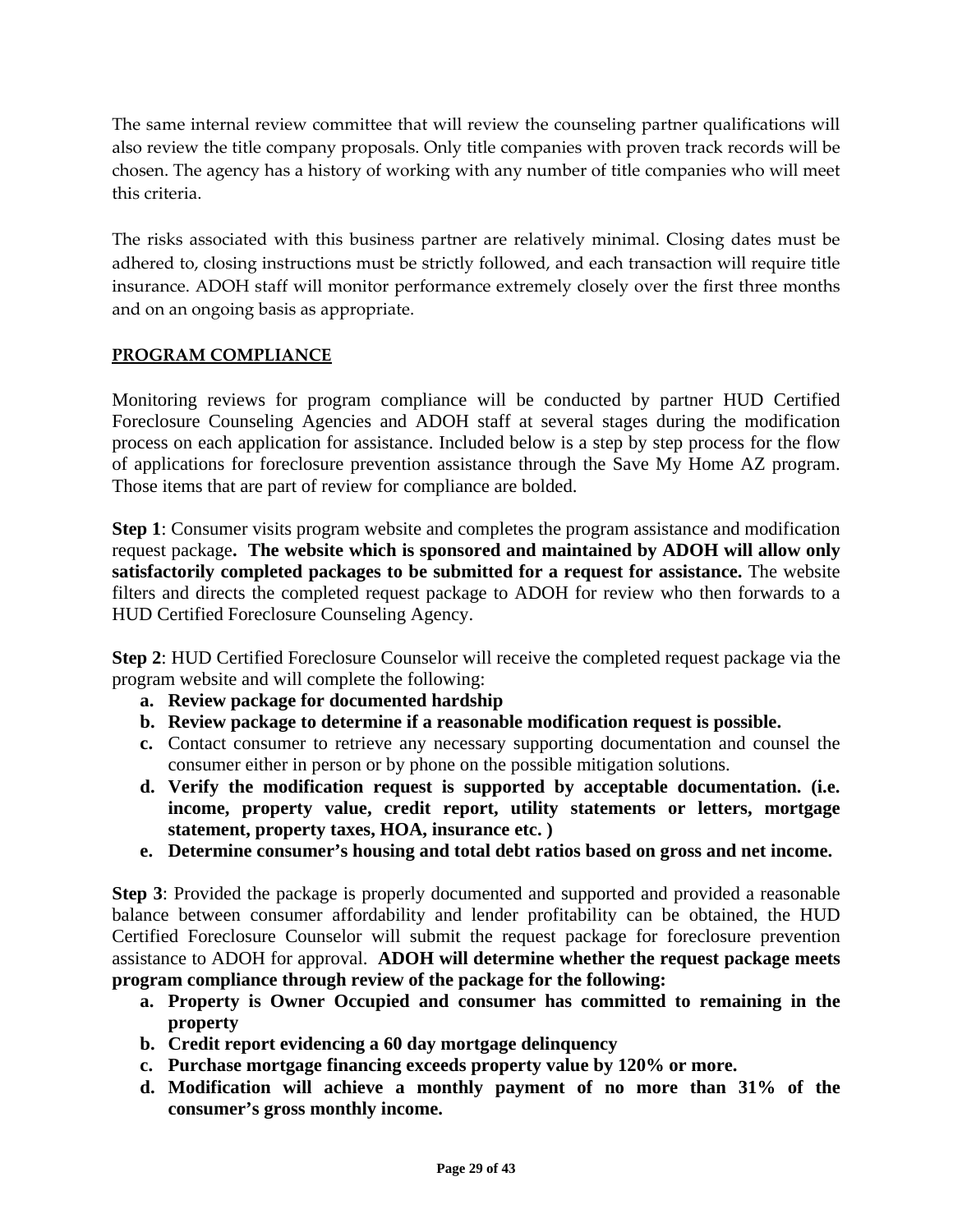The same internal review committee that will review the counseling partner qualifications will also review the title company proposals. Only title companies with proven track records will be chosen. The agency has a history of working with any number of title companies who will meet this criteria.

The risks associated with this business partner are relatively minimal. Closing dates must be adhered to, closing instructions must be strictly followed, and each transaction will require title insurance. ADOH staff will monitor performance extremely closely over the first three months and on an ongoing basis as appropriate.

## PROGRAM COMPLIANCE

Monitoring reviews for program compliance will be conducted by partner HUD Certified Foreclosure Counseling Agencies and ADOH staff at several stages during the modification process on each application for assistance. Included below is a step by step process for the flow of applications for foreclosure prevention assistance through the Save My Home AZ program. Those items that are part of review for compliance are bolded.

**Step 1**: Consumer visits program website and completes the program assistance and modification request package**. The website which is sponsored and maintained by ADOH will allow only satisfactorily completed packages to be submitted for a request for assistance.** The website filters and directs the completed request package to ADOH for review who then forwards to a HUD Certified Foreclosure Counseling Agency.

**Step 2**: HUD Certified Foreclosure Counselor will receive the completed request package via the program website and will complete the following:

a. **Review package for documented hardship**
b. **Review package to determine if a reasonable modification request is possible.**
c. Contact consumer to retrieve any necessary supporting documentation and counsel the consumer either in person or by phone on the possible mitigation solutions.
d. **Verify the modification request is supported by acceptable documentation. (i.e. income, property value, credit report, utility statements or letters, mortgage statement, property taxes, HOA, insurance etc. )**
e. **Determine consumer's housing and total debt ratios based on gross and net income.**

**Step 3**: Provided the package is properly documented and supported and provided a reasonable balance between consumer affordability and lender profitability can be obtained, the HUD Certified Foreclosure Counselor will submit the request package for foreclosure prevention assistance to ADOH for approval. **ADOH will determine whether the request package meets program compliance through review of the package for the following:**

a. **Property is Owner Occupied and consumer has committed to remaining in the property**
b. **Credit report evidencing a 60 day mortgage delinquency**
c. **Purchase mortgage financing exceeds property value by 120% or more.**
d. **Modification will achieve a monthly payment of no more than 31% of the consumer's gross monthly income.**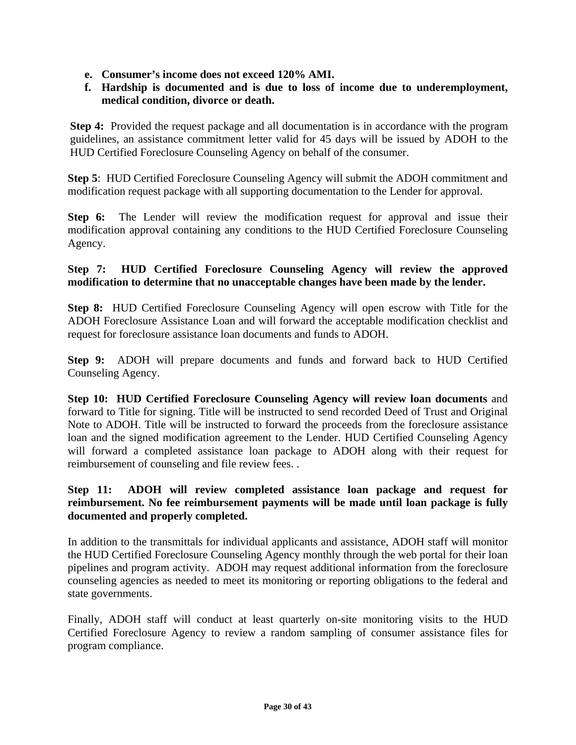e. **Consumer's income does not exceed 120% AMI.**
f. **Hardship is documented and is due to loss of income due to underemployment, medical condition, divorce or death.**

**Step 4:** Provided the request package and all documentation is in accordance with the program guidelines, an assistance commitment letter valid for 45 days will be issued by ADOH to the HUD Certified Foreclosure Counseling Agency on behalf of the consumer.

**Step 5**: HUD Certified Foreclosure Counseling Agency will submit the ADOH commitment and modification request package with all supporting documentation to the Lender for approval.

**Step 6:** The Lender will review the modification request for approval and issue their modification approval containing any conditions to the HUD Certified Foreclosure Counseling Agency.

**Step 7: HUD Certified Foreclosure Counseling Agency will review the approved modification to determine that no unacceptable changes have been made by the lender.**

**Step 8:** HUD Certified Foreclosure Counseling Agency will open escrow with Title for the ADOH Foreclosure Assistance Loan and will forward the acceptable modification checklist and request for foreclosure assistance loan documents and funds to ADOH.

**Step 9:** ADOH will prepare documents and funds and forward back to HUD Certified Counseling Agency.

**Step 10: HUD Certified Foreclosure Counseling Agency will review loan documents** and forward to Title for signing. Title will be instructed to send recorded Deed of Trust and Original Note to ADOH. Title will be instructed to forward the proceeds from the foreclosure assistance loan and the signed modification agreement to the Lender. HUD Certified Counseling Agency will forward a completed assistance loan package to ADOH along with their request for reimbursement of counseling and file review fees. .

**Step 11: ADOH will review completed assistance loan package and request for reimbursement. No fee reimbursement payments will be made until loan package is fully documented and properly completed.**

In addition to the transmittals for individual applicants and assistance, ADOH staff will monitor the HUD Certified Foreclosure Counseling Agency monthly through the web portal for their loan pipelines and program activity. ADOH may request additional information from the foreclosure counseling agencies as needed to meet its monitoring or reporting obligations to the federal and state governments.

Finally, ADOH staff will conduct at least quarterly on-site monitoring visits to the HUD Certified Foreclosure Agency to review a random sampling of consumer assistance files for program compliance.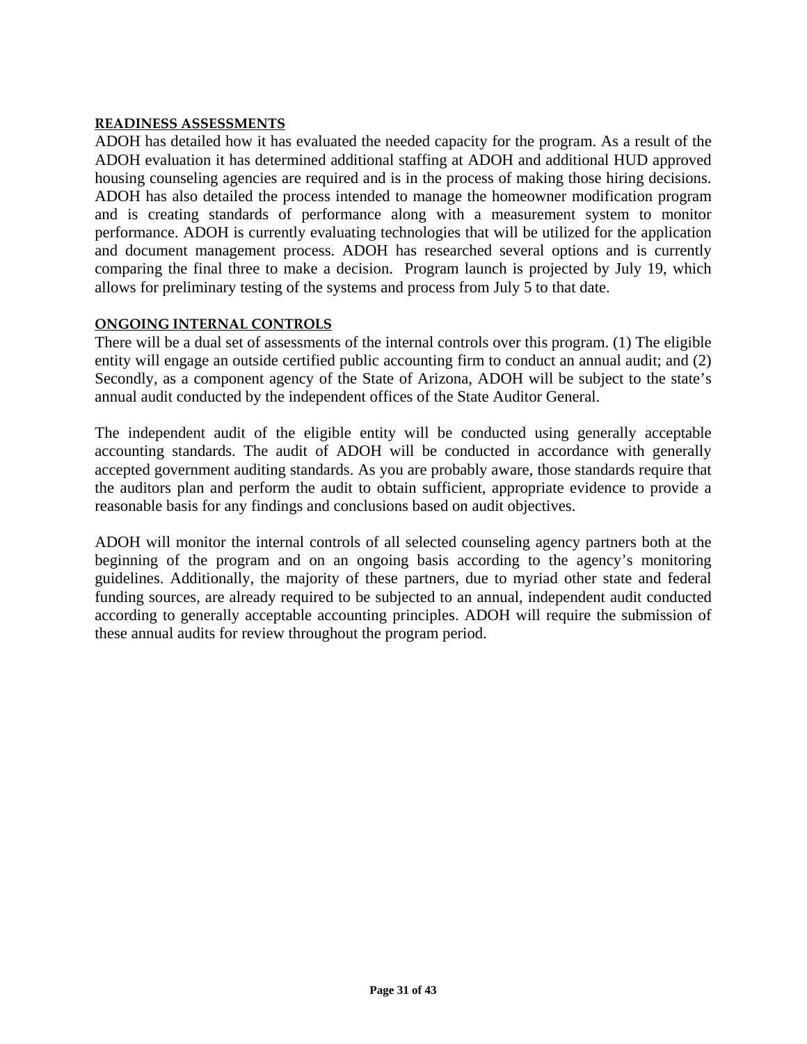**READINESS ASSESSMENTS**

ADOH has detailed how it has evaluated the needed capacity for the program. As a result of the ADOH evaluation it has determined additional staffing at ADOH and additional HUD approved housing counseling agencies are required and is in the process of making those hiring decisions. ADOH has also detailed the process intended to manage the homeowner modification program and is creating standards of performance along with a measurement system to monitor performance. ADOH is currently evaluating technologies that will be utilized for the application and document management process. ADOH has researched several options and is currently comparing the final three to make a decision. Program launch is projected by July 19, which allows for preliminary testing of the systems and process from July 5 to that date.

**ONGOING INTERNAL CONTROLS**

There will be a dual set of assessments of the internal controls over this program. (1) The eligible entity will engage an outside certified public accounting firm to conduct an annual audit; and (2) Secondly, as a component agency of the State of Arizona, ADOH will be subject to the state's annual audit conducted by the independent offices of the State Auditor General.

The independent audit of the eligible entity will be conducted using generally acceptable accounting standards. The audit of ADOH will be conducted in accordance with generally accepted government auditing standards. As you are probably aware, those standards require that the auditors plan and perform the audit to obtain sufficient, appropriate evidence to provide a reasonable basis for any findings and conclusions based on audit objectives.

ADOH will monitor the internal controls of all selected counseling agency partners both at the beginning of the program and on an ongoing basis according to the agency's monitoring guidelines. Additionally, the majority of these partners, due to myriad other state and federal funding sources, are already required to be subjected to an annual, independent audit conducted according to generally acceptable accounting principles. ADOH will require the submission of these annual audits for review throughout the program period.